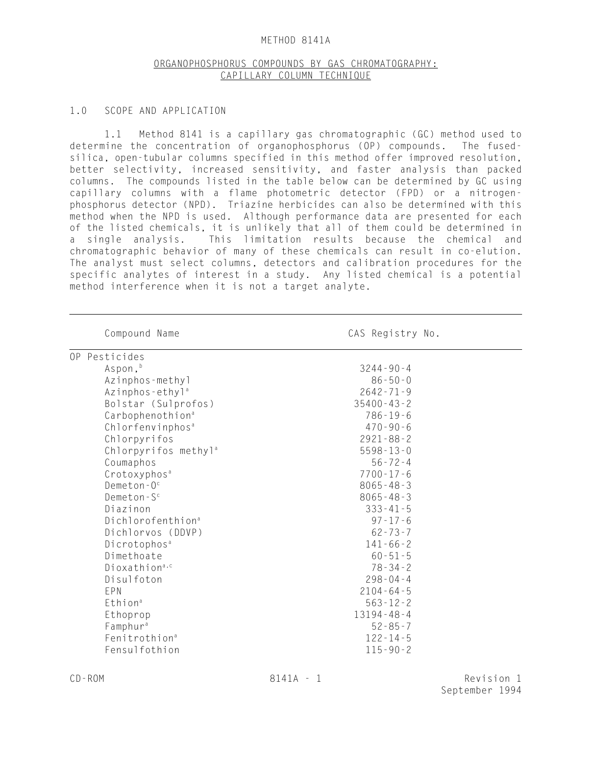# METHOD 8141A

## ORGANOPHOSPHORUS COMPOUNDS BY GAS CHROMATOGRAPHY: CAPILLARY COLUMN TECHNIQUE

### 1.0 SCOPE AND APPLICATION

1.1 Method 8141 is a capillary gas chromatographic (GC) method used to determine the concentration of organophosphorus (OP) compounds. The fused-silica, open-tubular columns specified in this method offer improved resolution, better selectivity, increased sensitivity, and faster analysis than packed columns. The compounds listed in the table below can be determined by GC using capillary columns with a flame photometric detector (FPD) or a nitrogen-phosphorus detector (NPD). Triazine herbicides can also be determined with this method when the NPD is used. Although performance data are presented for each of the listed chemicals, it is unlikely that all of them could be determined in a single analysis. This limitation results because the chemical and chromatographic behavior of many of these chemicals can result in co-elution. The analyst must select columns, detectors and calibration procedures for the specific analytes of interest in a study. Any listed chemical is a potential method interference when it is not a target analyte.

| Compound Name | CAS Registry No. |
|---|---|
| OP Pesticides | |
| Aspon,[b] | 3244-90-4 |
| Azinphos-methyl | 86-50-0 |
| Azinphos-ethyl[a] | 2642-71-9 |
| Bolstar (Sulprofos) | 35400-43-2 |
| Carbophenothion[a] | 786-19-6 |
| Chlorfenvinphos[a] | 470-90-6 |
| Chlorpyrifos | 2921-88-2 |
| Chlorpyrifos methyl[a] | 5598-13-0 |
| Coumaphos | 56-72-4 |
| Crotoxyphos[a] | 7700-17-6 |
| Demeton-O[c] | 8065-48-3 |
| Demeton-S[c] | 8065-48-3 |
| Diazinon | 333-41-5 |
| Dichlorofenthion[a] | 97-17-6 |
| Dichlorvos (DDVP) | 62-73-7 |
| Dicrotophos[a] | 141-66-2 |
| Dimethoate | 60-51-5 |
| Dioxathion[a,c] | 78-34-2 |
| Disulfoton | 298-04-4 |
| EPN | 2104-64-5 |
| Ethion[a] | 563-12-2 |
| Ethoprop | 13194-48-4 |
| Famphur[a] | 52-85-7 |
| Fenitrothion[a] | 122-14-5 |
| Fensulfothion | 115-90-2 |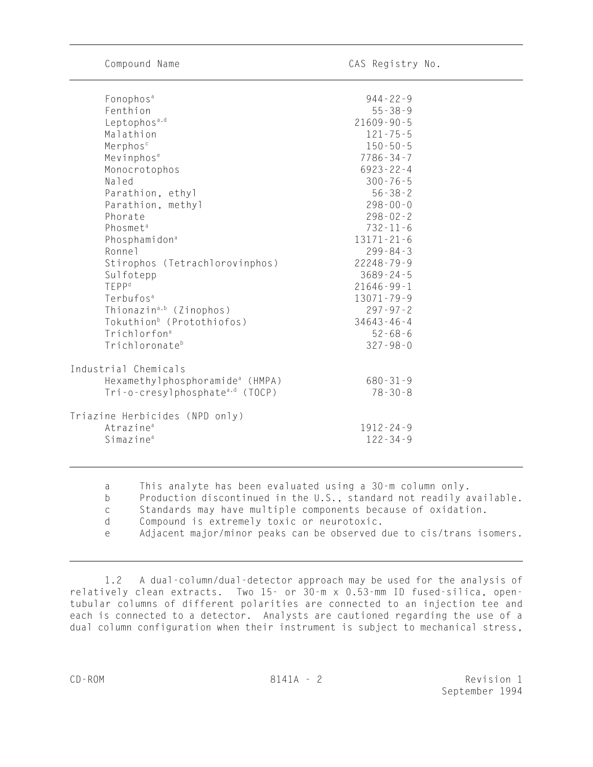| Compound Name | CAS Registry No. |
|---|---|
| Fonophos[a] | 944-22-9 |
| Fenthion | 55-38-9 |
| Leptophos[a,d] | 21609-90-5 |
| Malathion | 121-75-5 |
| Merphos[c] | 150-50-5 |
| Mevinphos[e] | 7786-34-7 |
| Monocrotophos | 6923-22-4 |
| Naled | 300-76-5 |
| Parathion, ethyl | 56-38-2 |
| Parathion, methyl | 298-00-0 |
| Phorate | 298-02-2 |
| Phosmet[a] | 732-11-6 |
| Phosphamidon[a] | 13171-21-6 |
| Ronnel | 299-84-3 |
| Stirophos (Tetrachlorovinphos) | 22248-79-9 |
| Sulfotepp | 3689-24-5 |
| TEPP[d] | 21646-99-1 |
| Terbufos[a] | 13071-79-9 |
| Thionazin[a,b] (Zinophos) | 297-97-2 |
| Tokuthion[b] (Protothiofos) | 34643-46-4 |
| Trichlorfon[a] | 52-68-6 |
| Trichloronate[b] | 327-98-0 |
| **Industrial Chemicals** | |
| Hexamethylphosphoramide[a] (HMPA) | 680-31-9 |
| Tri-o-cresylphosphate[a,d] (TOCP) | 78-30-8 |
| **Triazine Herbicides (NPD only)** | |
| Atrazine[a] | 1912-24-9 |
| Simazine[a] | 122-34-9 |

a This analyte has been evaluated using a 30-m column only.
b Production discontinued in the U.S., standard not readily available.
c Standards may have multiple components because of oxidation.
d Compound is extremely toxic or neurotoxic.
e Adjacent major/minor peaks can be observed due to cis/trans isomers.

1.2 A dual-column/dual-detector approach may be used for the analysis of relatively clean extracts. Two 15- or 30-m x 0.53-mm ID fused-silica, open-tubular columns of different polarities are connected to an injection tee and each is connected to a detector. Analysts are cautioned regarding the use of a dual column configuration when their instrument is subject to mechanical stress,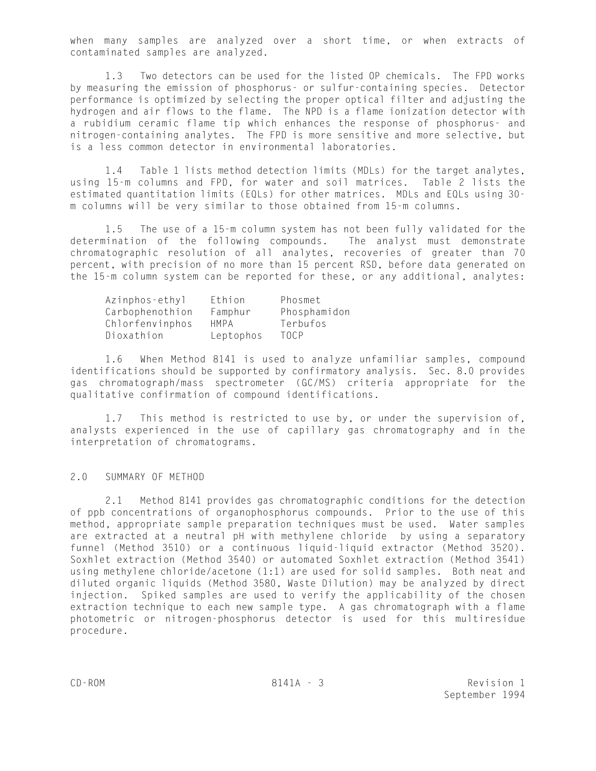when many samples are analyzed over a short time, or when extracts of contaminated samples are analyzed.

1.3 Two detectors can be used for the listed OP chemicals. The FPD works by measuring the emission of phosphorus- or sulfur-containing species. Detector performance is optimized by selecting the proper optical filter and adjusting the hydrogen and air flows to the flame. The NPD is a flame ionization detector with a rubidium ceramic flame tip which enhances the response of phosphorus- and nitrogen-containing analytes. The FPD is more sensitive and more selective, but is a less common detector in environmental laboratories.

1.4 Table 1 lists method detection limits (MDLs) for the target analytes, using 15-m columns and FPD, for water and soil matrices. Table 2 lists the estimated quantitation limits (EQLs) for other matrices. MDLs and EQLs using 30-m columns will be very similar to those obtained from 15-m columns.

1.5 The use of a 15-m column system has not been fully validated for the determination of the following compounds. The analyst must demonstrate chromatographic resolution of all analytes, recoveries of greater than 70 percent, with precision of no more than 15 percent RSD, before data generated on the 15-m column system can be reported for these, or any additional, analytes:

| | | |
|---|---|---|
| Azinphos-ethyl | Ethion | Phosmet |
| Carbophenothion | Famphur | Phosphamidon |
| Chlorfenvinphos | HMPA | Terbufos |
| Dioxathion | Leptophos | TOCP |

1.6 When Method 8141 is used to analyze unfamiliar samples, compound identifications should be supported by confirmatory analysis. Sec. 8.0 provides gas chromatograph/mass spectrometer (GC/MS) criteria appropriate for the qualitative confirmation of compound identifications.

1.7 This method is restricted to use by, or under the supervision of, analysts experienced in the use of capillary gas chromatography and in the interpretation of chromatograms.

## 2.0 SUMMARY OF METHOD

2.1 Method 8141 provides gas chromatographic conditions for the detection of ppb concentrations of organophosphorus compounds. Prior to the use of this method, appropriate sample preparation techniques must be used. Water samples are extracted at a neutral pH with methylene chloride by using a separatory funnel (Method 3510) or a continuous liquid-liquid extractor (Method 3520). Soxhlet extraction (Method 3540) or automated Soxhlet extraction (Method 3541) using methylene chloride/acetone (1:1) are used for solid samples. Both neat and diluted organic liquids (Method 3580, Waste Dilution) may be analyzed by direct injection. Spiked samples are used to verify the applicability of the chosen extraction technique to each new sample type. A gas chromatograph with a flame photometric or nitrogen-phosphorus detector is used for this multiresidue procedure.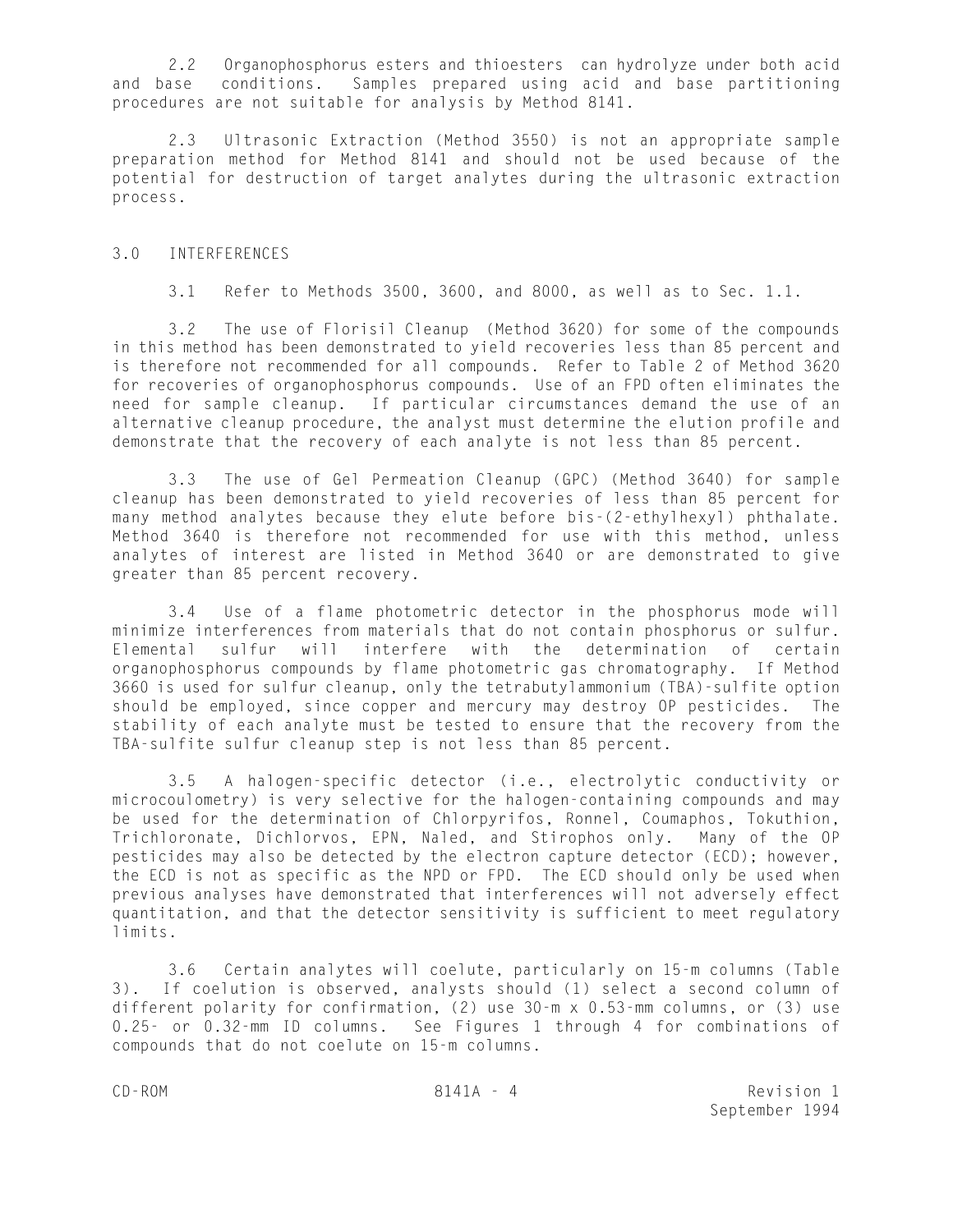2.2 Organophosphorus esters and thioesters can hydrolyze under both acid and base conditions. Samples prepared using acid and base partitioning procedures are not suitable for analysis by Method 8141.

2.3 Ultrasonic Extraction (Method 3550) is not an appropriate sample preparation method for Method 8141 and should not be used because of the potential for destruction of target analytes during the ultrasonic extraction process.

## 3.0 INTERFERENCES

3.1 Refer to Methods 3500, 3600, and 8000, as well as to Sec. 1.1.

3.2 The use of Florisil Cleanup (Method 3620) for some of the compounds in this method has been demonstrated to yield recoveries less than 85 percent and is therefore not recommended for all compounds. Refer to Table 2 of Method 3620 for recoveries of organophosphorus compounds. Use of an FPD often eliminates the need for sample cleanup. If particular circumstances demand the use of an alternative cleanup procedure, the analyst must determine the elution profile and demonstrate that the recovery of each analyte is not less than 85 percent.

3.3 The use of Gel Permeation Cleanup (GPC) (Method 3640) for sample cleanup has been demonstrated to yield recoveries of less than 85 percent for many method analytes because they elute before bis-(2-ethylhexyl) phthalate. Method 3640 is therefore not recommended for use with this method, unless analytes of interest are listed in Method 3640 or are demonstrated to give greater than 85 percent recovery.

3.4 Use of a flame photometric detector in the phosphorus mode will minimize interferences from materials that do not contain phosphorus or sulfur. Elemental sulfur will interfere with the determination of certain organophosphorus compounds by flame photometric gas chromatography. If Method 3660 is used for sulfur cleanup, only the tetrabutylammonium (TBA)-sulfite option should be employed, since copper and mercury may destroy OP pesticides. The stability of each analyte must be tested to ensure that the recovery from the TBA-sulfite sulfur cleanup step is not less than 85 percent.

3.5 A halogen-specific detector (i.e., electrolytic conductivity or microcoulometry) is very selective for the halogen-containing compounds and may be used for the determination of Chlorpyrifos, Ronnel, Coumaphos, Tokuthion, Trichloronate, Dichlorvos, EPN, Naled, and Stirophos only. Many of the OP pesticides may also be detected by the electron capture detector (ECD); however, the ECD is not as specific as the NPD or FPD. The ECD should only be used when previous analyses have demonstrated that interferences will not adversely effect quantitation, and that the detector sensitivity is sufficient to meet regulatory limits.

3.6 Certain analytes will coelute, particularly on 15-m columns (Table 3). If coelution is observed, analysts should (1) select a second column of different polarity for confirmation, (2) use 30-m x 0.53-mm columns, or (3) use 0.25- or 0.32-mm ID columns. See Figures 1 through 4 for combinations of compounds that do not coelute on 15-m columns.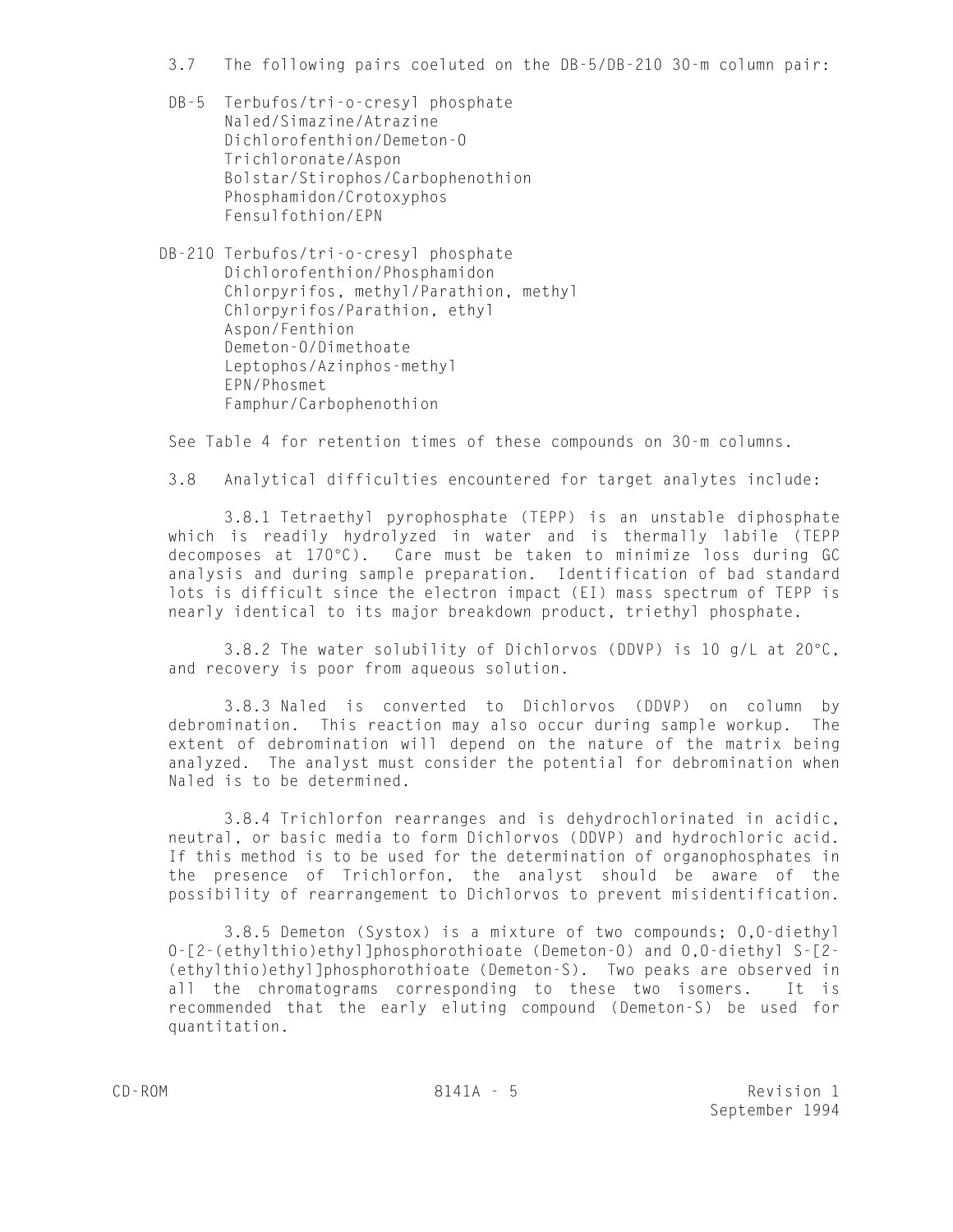3.7 The following pairs coeluted on the DB-5/DB-210 30-m column pair:

DB-5
- Terbufos/tri-o-cresyl phosphate
- Naled/Simazine/Atrazine
- Dichlorofenthion/Demeton-O
- Trichloronate/Aspon
- Bolstar/Stirophos/Carbophenothion
- Phosphamidon/Crotoxyphos
- Fensulfothion/EPN

DB-210
- Terbufos/tri-o-cresyl phosphate
- Dichlorofenthion/Phosphamidon
- Chlorpyrifos, methyl/Parathion, methyl
- Chlorpyrifos/Parathion, ethyl
- Aspon/Fenthion
- Demeton-O/Dimethoate
- Leptophos/Azinphos-methyl
- EPN/Phosmet
- Famphur/Carbophenothion

See Table 4 for retention times of these compounds on 30-m columns.

3.8 Analytical difficulties encountered for target analytes include:

3.8.1 Tetraethyl pyrophosphate (TEPP) is an unstable diphosphate which is readily hydrolyzed in water and is thermally labile (TEPP decomposes at 170°C). Care must be taken to minimize loss during GC analysis and during sample preparation. Identification of bad standard lots is difficult since the electron impact (EI) mass spectrum of TEPP is nearly identical to its major breakdown product, triethyl phosphate.

3.8.2 The water solubility of Dichlorvos (DDVP) is 10 g/L at 20°C, and recovery is poor from aqueous solution.

3.8.3 Naled is converted to Dichlorvos (DDVP) on column by debromination. This reaction may also occur during sample workup. The extent of debromination will depend on the nature of the matrix being analyzed. The analyst must consider the potential for debromination when Naled is to be determined.

3.8.4 Trichlorfon rearranges and is dehydrochlorinated in acidic, neutral, or basic media to form Dichlorvos (DDVP) and hydrochloric acid. If this method is to be used for the determination of organophosphates in the presence of Trichlorfon, the analyst should be aware of the possibility of rearrangement to Dichlorvos to prevent misidentification.

3.8.5 Demeton (Systox) is a mixture of two compounds; O,O-diethyl O-[2-(ethylthio)ethyl]phosphorothioate (Demeton-O) and O,O-diethyl S-[2-(ethylthio)ethyl]phosphorothioate (Demeton-S). Two peaks are observed in all the chromatograms corresponding to these two isomers. It is recommended that the early eluting compound (Demeton-S) be used for quantitation.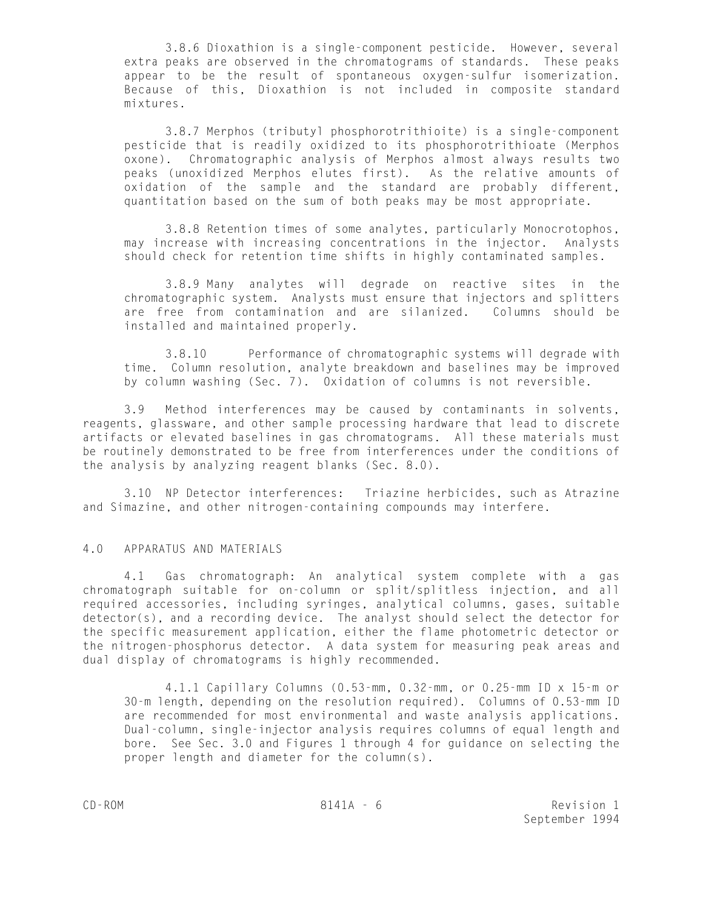3.8.6 Dioxathion is a single-component pesticide. However, several extra peaks are observed in the chromatograms of standards. These peaks appear to be the result of spontaneous oxygen-sulfur isomerization. Because of this, Dioxathion is not included in composite standard mixtures.

3.8.7 Merphos (tributyl phosphorotrithioite) is a single-component pesticide that is readily oxidized to its phosphorotrithioate (Merphos oxone). Chromatographic analysis of Merphos almost always results two peaks (unoxidized Merphos elutes first). As the relative amounts of oxidation of the sample and the standard are probably different, quantitation based on the sum of both peaks may be most appropriate.

3.8.8 Retention times of some analytes, particularly Monocrotophos, may increase with increasing concentrations in the injector. Analysts should check for retention time shifts in highly contaminated samples.

3.8.9 Many analytes will degrade on reactive sites in the chromatographic system. Analysts must ensure that injectors and splitters are free from contamination and are silanized. Columns should be installed and maintained properly.

3.8.10 Performance of chromatographic systems will degrade with time. Column resolution, analyte breakdown and baselines may be improved by column washing (Sec. 7). Oxidation of columns is not reversible.

3.9 Method interferences may be caused by contaminants in solvents, reagents, glassware, and other sample processing hardware that lead to discrete artifacts or elevated baselines in gas chromatograms. All these materials must be routinely demonstrated to be free from interferences under the conditions of the analysis by analyzing reagent blanks (Sec. 8.0).

3.10 NP Detector interferences: Triazine herbicides, such as Atrazine and Simazine, and other nitrogen-containing compounds may interfere.

## 4.0 APPARATUS AND MATERIALS

4.1 Gas chromatograph: An analytical system complete with a gas chromatograph suitable for on-column or split/splitless injection, and all required accessories, including syringes, analytical columns, gases, suitable detector(s), and a recording device. The analyst should select the detector for the specific measurement application, either the flame photometric detector or the nitrogen-phosphorus detector. A data system for measuring peak areas and dual display of chromatograms is highly recommended.

4.1.1 Capillary Columns (0.53-mm, 0.32-mm, or 0.25-mm ID x 15-m or 30-m length, depending on the resolution required). Columns of 0.53-mm ID are recommended for most environmental and waste analysis applications. Dual-column, single-injector analysis requires columns of equal length and bore. See Sec. 3.0 and Figures 1 through 4 for guidance on selecting the proper length and diameter for the column(s).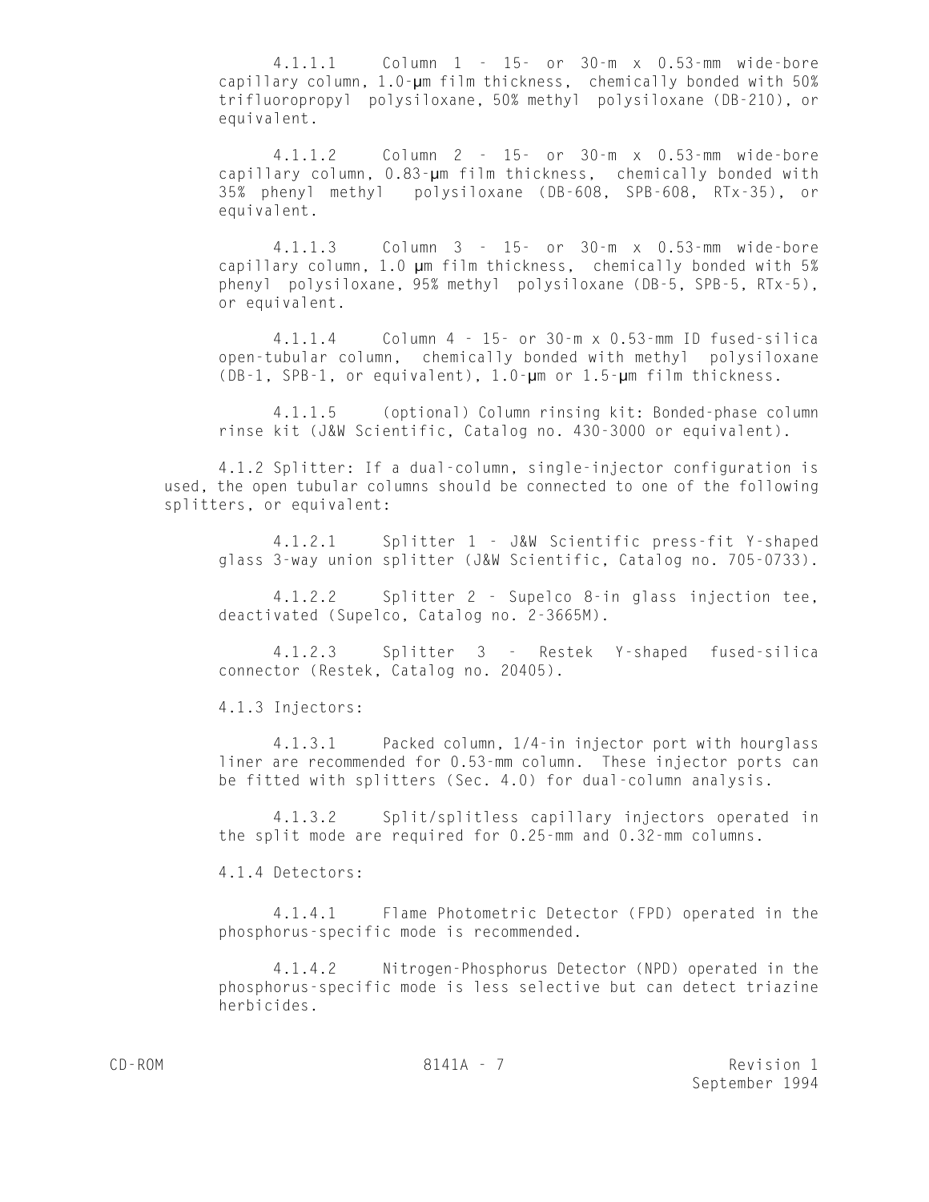4.1.1.1 Column 1 - 15- or 30-m x 0.53-mm wide-bore capillary column, 1.0-µm film thickness, chemically bonded with 50% trifluoropropyl polysiloxane, 50% methyl polysiloxane (DB-210), or equivalent.

4.1.1.2 Column 2 - 15- or 30-m x 0.53-mm wide-bore capillary column, 0.83-µm film thickness, chemically bonded with 35% phenyl methyl polysiloxane (DB-608, SPB-608, RTx-35), or equivalent.

4.1.1.3 Column 3 - 15- or 30-m x 0.53-mm wide-bore capillary column, 1.0 µm film thickness, chemically bonded with 5% phenyl polysiloxane, 95% methyl polysiloxane (DB-5, SPB-5, RTx-5), or equivalent.

4.1.1.4 Column 4 - 15- or 30-m x 0.53-mm ID fused-silica open-tubular column, chemically bonded with methyl polysiloxane (DB-1, SPB-1, or equivalent), 1.0-µm or 1.5-µm film thickness.

4.1.1.5 (optional) Column rinsing kit: Bonded-phase column rinse kit (J&W Scientific, Catalog no. 430-3000 or equivalent).

4.1.2 Splitter: If a dual-column, single-injector configuration is used, the open tubular columns should be connected to one of the following splitters, or equivalent:

4.1.2.1 Splitter 1 - J&W Scientific press-fit Y-shaped glass 3-way union splitter (J&W Scientific, Catalog no. 705-0733).

4.1.2.2 Splitter 2 - Supelco 8-in glass injection tee, deactivated (Supelco, Catalog no. 2-3665M).

4.1.2.3 Splitter 3 - Restek Y-shaped fused-silica connector (Restek, Catalog no. 20405).

4.1.3 Injectors:

4.1.3.1 Packed column, 1/4-in injector port with hourglass liner are recommended for 0.53-mm column. These injector ports can be fitted with splitters (Sec. 4.0) for dual-column analysis.

4.1.3.2 Split/splitless capillary injectors operated in the split mode are required for 0.25-mm and 0.32-mm columns.

4.1.4 Detectors:

4.1.4.1 Flame Photometric Detector (FPD) operated in the phosphorus-specific mode is recommended.

4.1.4.2 Nitrogen-Phosphorus Detector (NPD) operated in the phosphorus-specific mode is less selective but can detect triazine herbicides.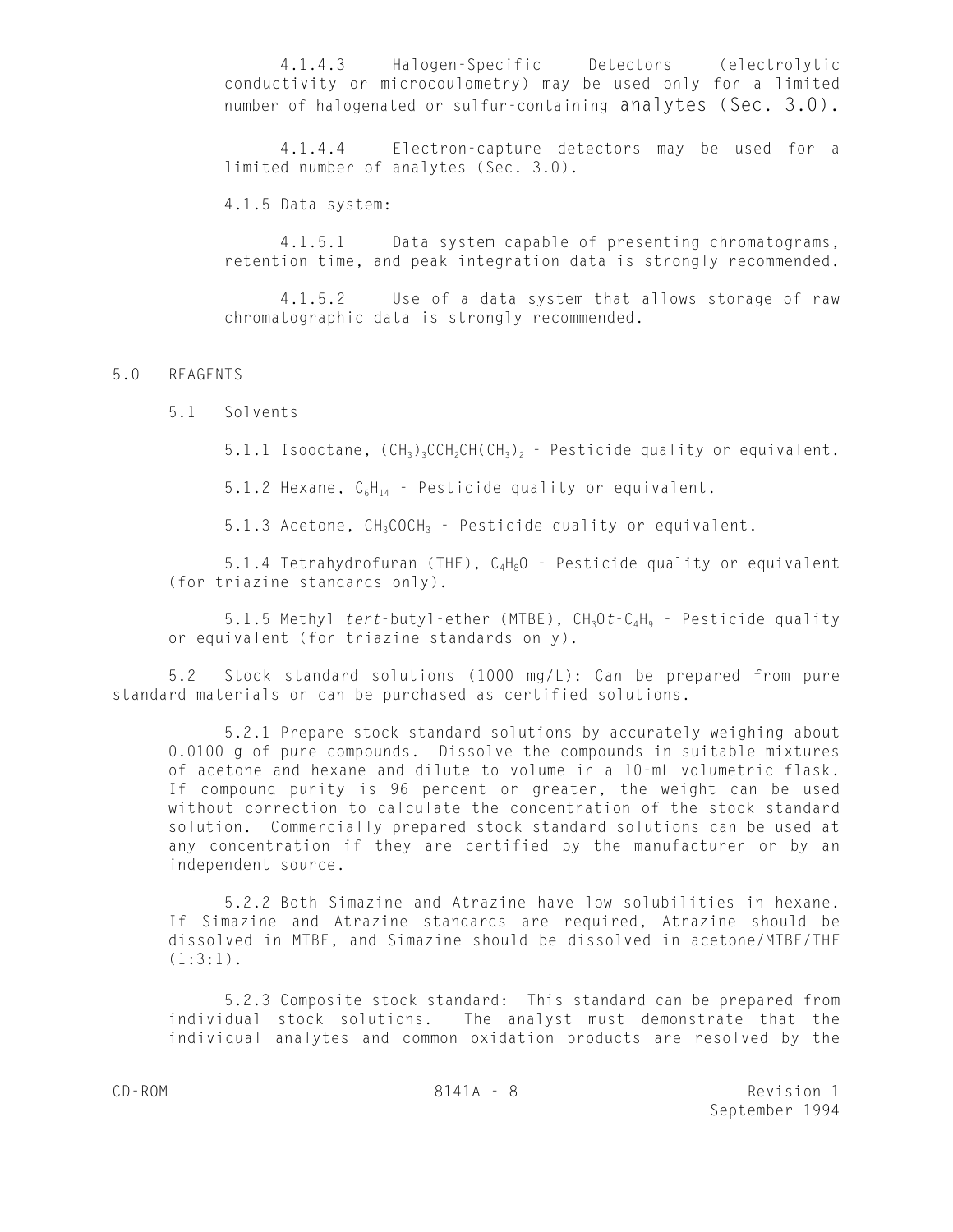4.1.4.3 Halogen-Specific Detectors (electrolytic conductivity or microcoulometry) may be used only for a limited number of halogenated or sulfur-containing analytes (Sec. 3.0).

4.1.4.4 Electron-capture detectors may be used for a limited number of analytes (Sec. 3.0).

4.1.5 Data system:

4.1.5.1 Data system capable of presenting chromatograms, retention time, and peak integration data is strongly recommended.

4.1.5.2 Use of a data system that allows storage of raw chromatographic data is strongly recommended.

## 5.0 REAGENTS

### 5.1 Solvents

5.1.1 Isooctane, $(CH_3)_3CCH_2CH(CH_3)_2$ - Pesticide quality or equivalent.

5.1.2 Hexane, $C_6H_{14}$ - Pesticide quality or equivalent.

5.1.3 Acetone, $CH_3COCH_3$ - Pesticide quality or equivalent.

5.1.4 Tetrahydrofuran (THF), $C_4H_8O$ - Pesticide quality or equivalent (for triazine standards only).

5.1.5 Methyl *tert*-butyl-ether (MTBE), $CH_3O$*t*-$C_4H_9$ - Pesticide quality or equivalent (for triazine standards only).

5.2 Stock standard solutions (1000 mg/L): Can be prepared from pure standard materials or can be purchased as certified solutions.

5.2.1 Prepare stock standard solutions by accurately weighing about 0.0100 g of pure compounds. Dissolve the compounds in suitable mixtures of acetone and hexane and dilute to volume in a 10-mL volumetric flask. If compound purity is 96 percent or greater, the weight can be used without correction to calculate the concentration of the stock standard solution. Commercially prepared stock standard solutions can be used at any concentration if they are certified by the manufacturer or by an independent source.

5.2.2 Both Simazine and Atrazine have low solubilities in hexane. If Simazine and Atrazine standards are required, Atrazine should be dissolved in MTBE, and Simazine should be dissolved in acetone/MTBE/THF (1:3:1).

5.2.3 Composite stock standard: This standard can be prepared from individual stock solutions. The analyst must demonstrate that the individual analytes and common oxidation products are resolved by the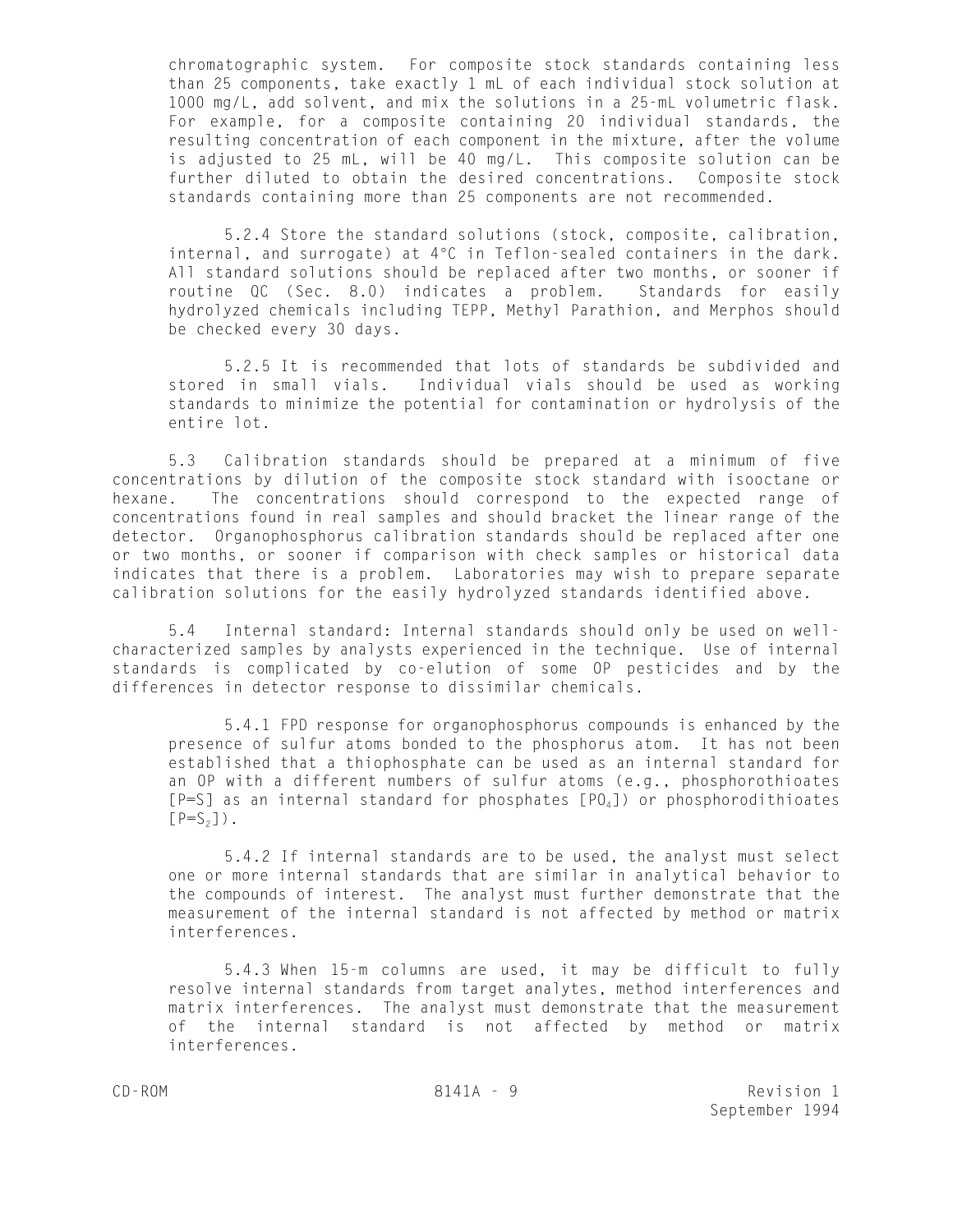chromatographic system. For composite stock standards containing less than 25 components, take exactly 1 mL of each individual stock solution at 1000 mg/L, add solvent, and mix the solutions in a 25-mL volumetric flask. For example, for a composite containing 20 individual standards, the resulting concentration of each component in the mixture, after the volume is adjusted to 25 mL, will be 40 mg/L. This composite solution can be further diluted to obtain the desired concentrations. Composite stock standards containing more than 25 components are not recommended.

5.2.4 Store the standard solutions (stock, composite, calibration, internal, and surrogate) at 4°C in Teflon-sealed containers in the dark. All standard solutions should be replaced after two months, or sooner if routine QC (Sec. 8.0) indicates a problem. Standards for easily hydrolyzed chemicals including TEPP, Methyl Parathion, and Merphos should be checked every 30 days.

5.2.5 It is recommended that lots of standards be subdivided and stored in small vials. Individual vials should be used as working standards to minimize the potential for contamination or hydrolysis of the entire lot.

5.3 Calibration standards should be prepared at a minimum of five concentrations by dilution of the composite stock standard with isooctane or hexane. The concentrations should correspond to the expected range of concentrations found in real samples and should bracket the linear range of the detector. Organophosphorus calibration standards should be replaced after one or two months, or sooner if comparison with check samples or historical data indicates that there is a problem. Laboratories may wish to prepare separate calibration solutions for the easily hydrolyzed standards identified above.

5.4 Internal standard: Internal standards should only be used on well-characterized samples by analysts experienced in the technique. Use of internal standards is complicated by co-elution of some OP pesticides and by the differences in detector response to dissimilar chemicals.

5.4.1 FPD response for organophosphorus compounds is enhanced by the presence of sulfur atoms bonded to the phosphorus atom. It has not been established that a thiophosphate can be used as an internal standard for an OP with a different numbers of sulfur atoms (e.g., phosphorothioates [P=S] as an internal standard for phosphates [$PO_4$]) or phosphorodithioates [$P=S_2$]).

5.4.2 If internal standards are to be used, the analyst must select one or more internal standards that are similar in analytical behavior to the compounds of interest. The analyst must further demonstrate that the measurement of the internal standard is not affected by method or matrix interferences.

5.4.3 When 15-m columns are used, it may be difficult to fully resolve internal standards from target analytes, method interferences and matrix interferences. The analyst must demonstrate that the measurement of the internal standard is not affected by method or matrix interferences.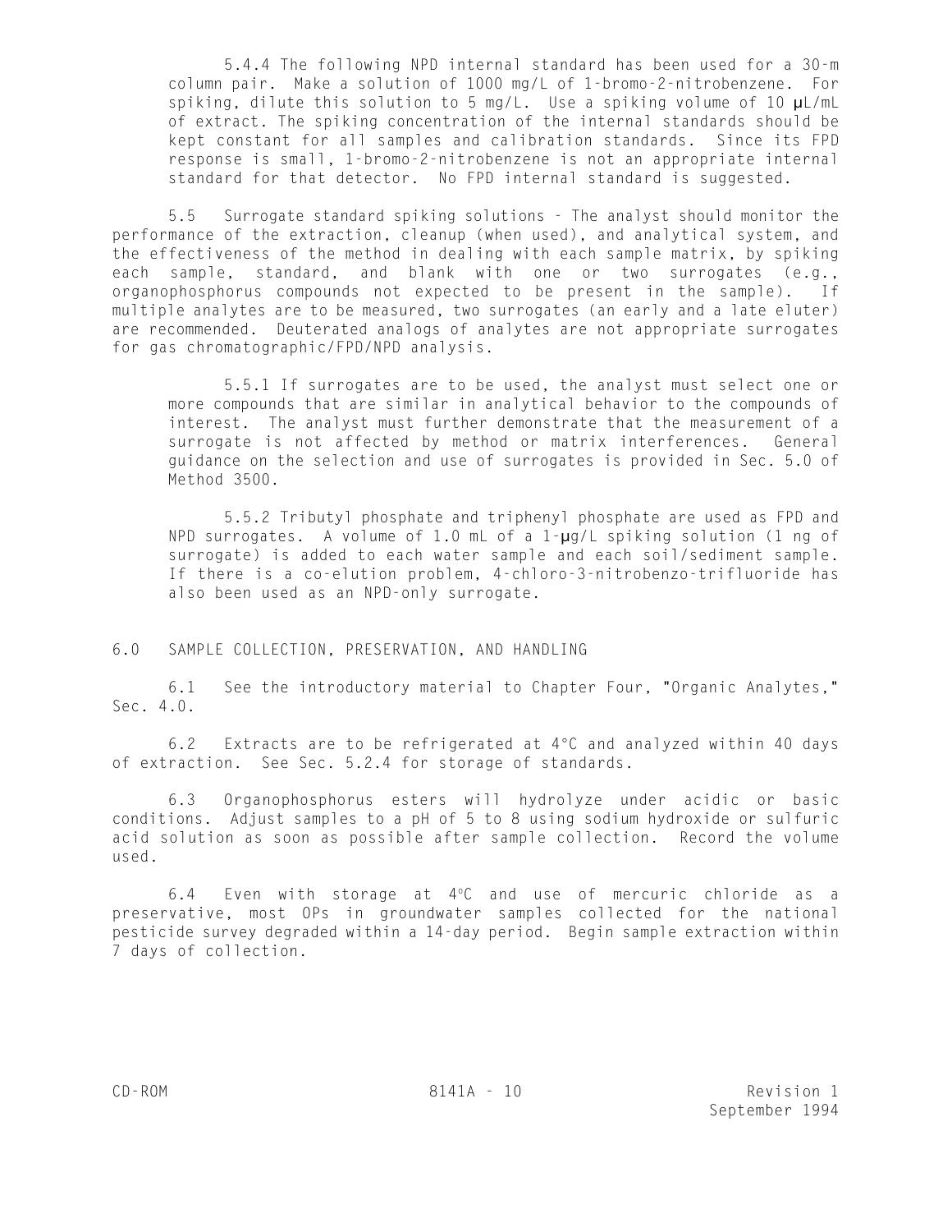5.4.4 The following NPD internal standard has been used for a 30-m column pair. Make a solution of 1000 mg/L of 1-bromo-2-nitrobenzene. For spiking, dilute this solution to 5 mg/L. Use a spiking volume of 10 µL/mL of extract. The spiking concentration of the internal standards should be kept constant for all samples and calibration standards. Since its FPD response is small, 1-bromo-2-nitrobenzene is not an appropriate internal standard for that detector. No FPD internal standard is suggested.

5.5 Surrogate standard spiking solutions - The analyst should monitor the performance of the extraction, cleanup (when used), and analytical system, and the effectiveness of the method in dealing with each sample matrix, by spiking each sample, standard, and blank with one or two surrogates (e.g., organophosphorus compounds not expected to be present in the sample). If multiple analytes are to be measured, two surrogates (an early and a late eluter) are recommended. Deuterated analogs of analytes are not appropriate surrogates for gas chromatographic/FPD/NPD analysis.

5.5.1 If surrogates are to be used, the analyst must select one or more compounds that are similar in analytical behavior to the compounds of interest. The analyst must further demonstrate that the measurement of a surrogate is not affected by method or matrix interferences. General guidance on the selection and use of surrogates is provided in Sec. 5.0 of Method 3500.

5.5.2 Tributyl phosphate and triphenyl phosphate are used as FPD and NPD surrogates. A volume of 1.0 mL of a 1-µg/L spiking solution (1 ng of surrogate) is added to each water sample and each soil/sediment sample. If there is a co-elution problem, 4-chloro-3-nitrobenzo-trifluoride has also been used as an NPD-only surrogate.

## 6.0 SAMPLE COLLECTION, PRESERVATION, AND HANDLING

6.1 See the introductory material to Chapter Four, "Organic Analytes," Sec. 4.0.

6.2 Extracts are to be refrigerated at 4°C and analyzed within 40 days of extraction. See Sec. 5.2.4 for storage of standards.

6.3 Organophosphorus esters will hydrolyze under acidic or basic conditions. Adjust samples to a pH of 5 to 8 using sodium hydroxide or sulfuric acid solution as soon as possible after sample collection. Record the volume used.

6.4 Even with storage at 4°C and use of mercuric chloride as a preservative, most OPs in groundwater samples collected for the national pesticide survey degraded within a 14-day period. Begin sample extraction within 7 days of collection.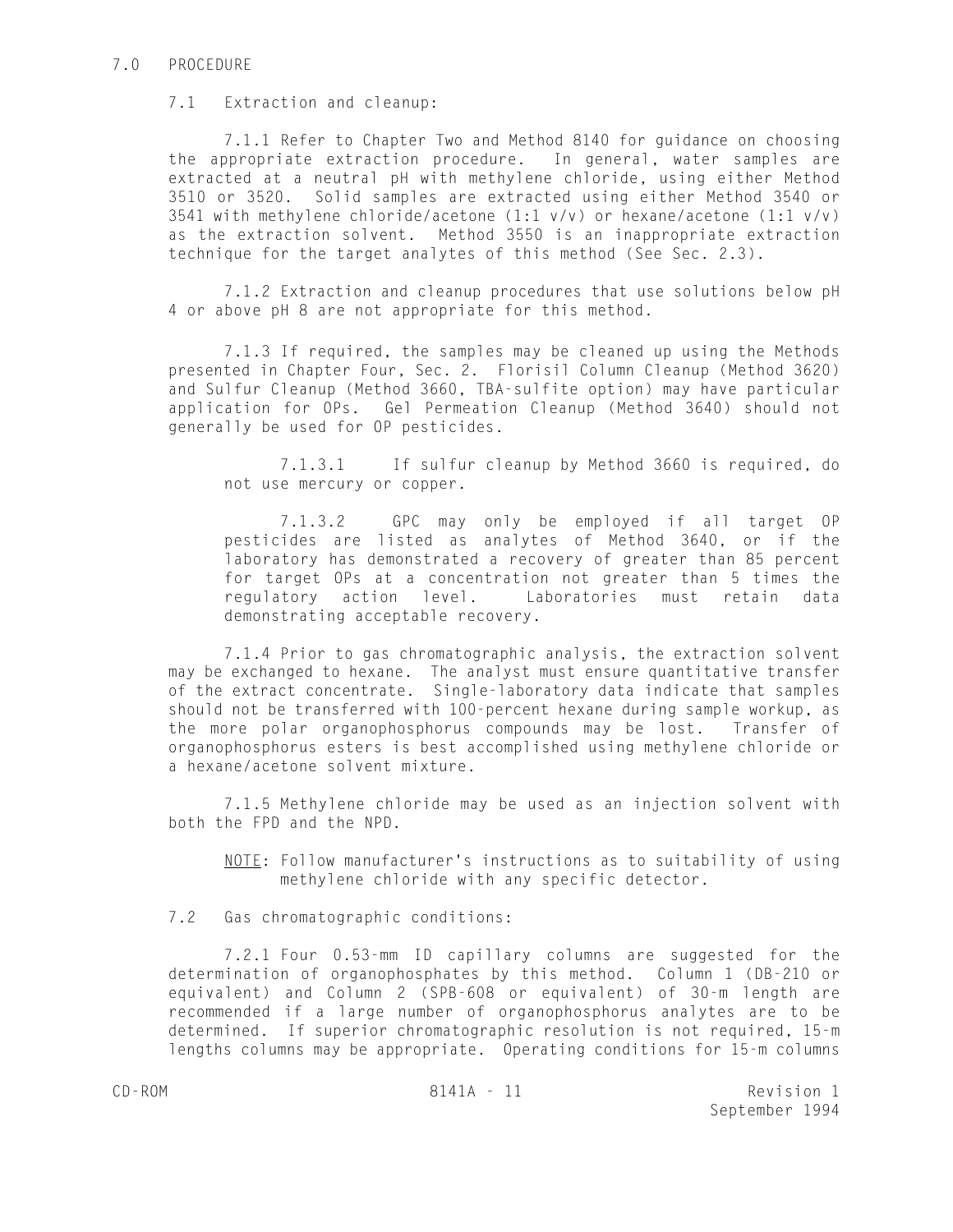## 7.0 PROCEDURE

### 7.1 Extraction and cleanup:

7.1.1 Refer to Chapter Two and Method 8140 for guidance on choosing the appropriate extraction procedure. In general, water samples are extracted at a neutral pH with methylene chloride, using either Method 3510 or 3520. Solid samples are extracted using either Method 3540 or 3541 with methylene chloride/acetone (1:1 v/v) or hexane/acetone (1:1 v/v) as the extraction solvent. Method 3550 is an inappropriate extraction technique for the target analytes of this method (See Sec. 2.3).

7.1.2 Extraction and cleanup procedures that use solutions below pH 4 or above pH 8 are not appropriate for this method.

7.1.3 If required, the samples may be cleaned up using the Methods presented in Chapter Four, Sec. 2. Florisil Column Cleanup (Method 3620) and Sulfur Cleanup (Method 3660, TBA-sulfite option) may have particular application for OPs. Gel Permeation Cleanup (Method 3640) should not generally be used for OP pesticides.

7.1.3.1 If sulfur cleanup by Method 3660 is required, do not use mercury or copper.

7.1.3.2 GPC may only be employed if all target OP pesticides are listed as analytes of Method 3640, or if the laboratory has demonstrated a recovery of greater than 85 percent for target OPs at a concentration not greater than 5 times the regulatory action level. Laboratories must retain data demonstrating acceptable recovery.

7.1.4 Prior to gas chromatographic analysis, the extraction solvent may be exchanged to hexane. The analyst must ensure quantitative transfer of the extract concentrate. Single-laboratory data indicate that samples should not be transferred with 100-percent hexane during sample workup, as the more polar organophosphorus compounds may be lost. Transfer of organophosphorus esters is best accomplished using methylene chloride or a hexane/acetone solvent mixture.

7.1.5 Methylene chloride may be used as an injection solvent with both the FPD and the NPD.

NOTE: Follow manufacturer's instructions as to suitability of using methylene chloride with any specific detector.

### 7.2 Gas chromatographic conditions:

7.2.1 Four 0.53-mm ID capillary columns are suggested for the determination of organophosphates by this method. Column 1 (DB-210 or equivalent) and Column 2 (SPB-608 or equivalent) of 30-m length are recommended if a large number of organophosphorus analytes are to be determined. If superior chromatographic resolution is not required, 15-m lengths columns may be appropriate. Operating conditions for 15-m columns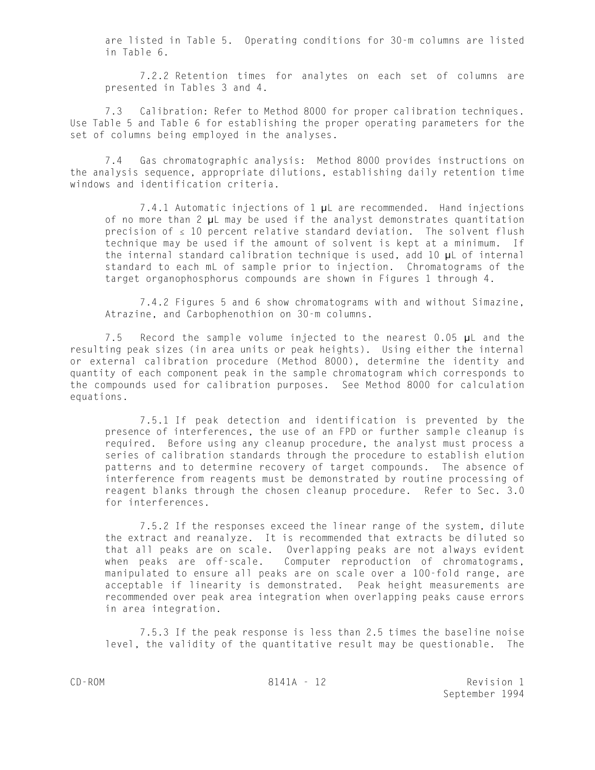are listed in Table 5. Operating conditions for 30-m columns are listed in Table 6.

7.2.2 Retention times for analytes on each set of columns are presented in Tables 3 and 4.

7.3 Calibration: Refer to Method 8000 for proper calibration techniques. Use Table 5 and Table 6 for establishing the proper operating parameters for the set of columns being employed in the analyses.

7.4 Gas chromatographic analysis: Method 8000 provides instructions on the analysis sequence, appropriate dilutions, establishing daily retention time windows and identification criteria.

7.4.1 Automatic injections of 1 µL are recommended. Hand injections of no more than 2 µL may be used if the analyst demonstrates quantitation precision of ≤ 10 percent relative standard deviation. The solvent flush technique may be used if the amount of solvent is kept at a minimum. If the internal standard calibration technique is used, add 10 µL of internal standard to each mL of sample prior to injection. Chromatograms of the target organophosphorus compounds are shown in Figures 1 through 4.

7.4.2 Figures 5 and 6 show chromatograms with and without Simazine, Atrazine, and Carbophenothion on 30-m columns.

7.5 Record the sample volume injected to the nearest 0.05 µL and the resulting peak sizes (in area units or peak heights). Using either the internal or external calibration procedure (Method 8000), determine the identity and quantity of each component peak in the sample chromatogram which corresponds to the compounds used for calibration purposes. See Method 8000 for calculation equations.

7.5.1 If peak detection and identification is prevented by the presence of interferences, the use of an FPD or further sample cleanup is required. Before using any cleanup procedure, the analyst must process a series of calibration standards through the procedure to establish elution patterns and to determine recovery of target compounds. The absence of interference from reagents must be demonstrated by routine processing of reagent blanks through the chosen cleanup procedure. Refer to Sec. 3.0 for interferences.

7.5.2 If the responses exceed the linear range of the system, dilute the extract and reanalyze. It is recommended that extracts be diluted so that all peaks are on scale. Overlapping peaks are not always evident when peaks are off-scale. Computer reproduction of chromatograms, manipulated to ensure all peaks are on scale over a 100-fold range, are acceptable if linearity is demonstrated. Peak height measurements are recommended over peak area integration when overlapping peaks cause errors in area integration.

7.5.3 If the peak response is less than 2.5 times the baseline noise level, the validity of the quantitative result may be questionable. The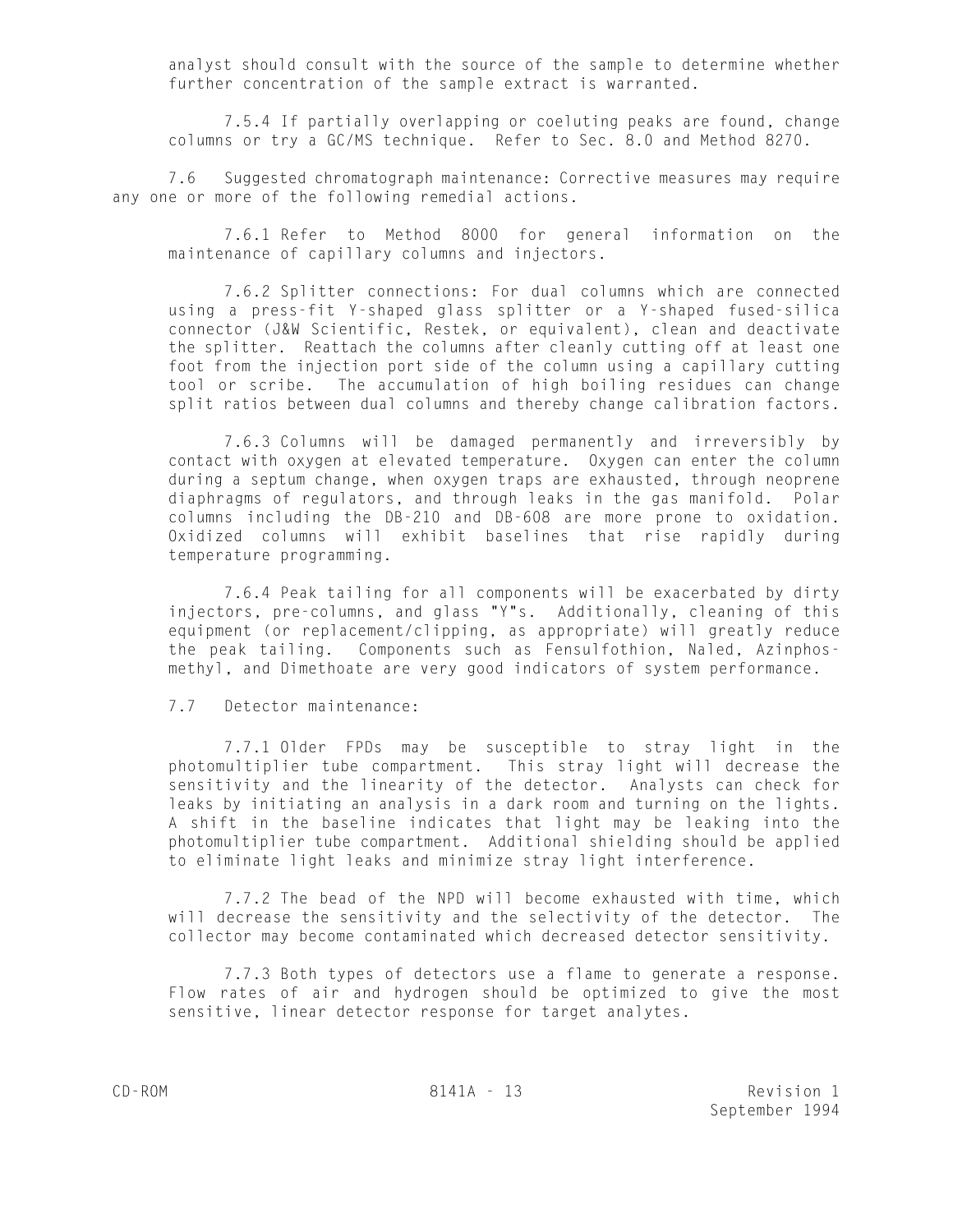analyst should consult with the source of the sample to determine whether further concentration of the sample extract is warranted.

7.5.4 If partially overlapping or coeluting peaks are found, change columns or try a GC/MS technique. Refer to Sec. 8.0 and Method 8270.

7.6 Suggested chromatograph maintenance: Corrective measures may require any one or more of the following remedial actions.

7.6.1 Refer to Method 8000 for general information on the maintenance of capillary columns and injectors.

7.6.2 Splitter connections: For dual columns which are connected using a press-fit Y-shaped glass splitter or a Y-shaped fused-silica connector (J&W Scientific, Restek, or equivalent), clean and deactivate the splitter. Reattach the columns after cleanly cutting off at least one foot from the injection port side of the column using a capillary cutting tool or scribe. The accumulation of high boiling residues can change split ratios between dual columns and thereby change calibration factors.

7.6.3 Columns will be damaged permanently and irreversibly by contact with oxygen at elevated temperature. Oxygen can enter the column during a septum change, when oxygen traps are exhausted, through neoprene diaphragms of regulators, and through leaks in the gas manifold. Polar columns including the DB-210 and DB-608 are more prone to oxidation. Oxidized columns will exhibit baselines that rise rapidly during temperature programming.

7.6.4 Peak tailing for all components will be exacerbated by dirty injectors, pre-columns, and glass "Y"s. Additionally, cleaning of this equipment (or replacement/clipping, as appropriate) will greatly reduce the peak tailing. Components such as Fensulfothion, Naled, Azinphos-methyl, and Dimethoate are very good indicators of system performance.

7.7 Detector maintenance:

7.7.1 Older FPDs may be susceptible to stray light in the photomultiplier tube compartment. This stray light will decrease the sensitivity and the linearity of the detector. Analysts can check for leaks by initiating an analysis in a dark room and turning on the lights. A shift in the baseline indicates that light may be leaking into the photomultiplier tube compartment. Additional shielding should be applied to eliminate light leaks and minimize stray light interference.

7.7.2 The bead of the NPD will become exhausted with time, which will decrease the sensitivity and the selectivity of the detector. The collector may become contaminated which decreased detector sensitivity.

7.7.3 Both types of detectors use a flame to generate a response. Flow rates of air and hydrogen should be optimized to give the most sensitive, linear detector response for target analytes.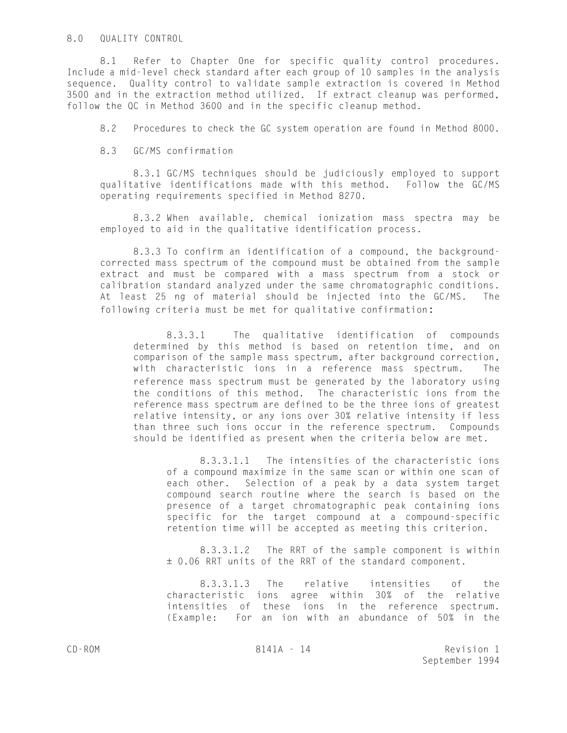## 8.0 QUALITY CONTROL

8.1 Refer to Chapter One for specific quality control procedures. Include a mid-level check standard after each group of 10 samples in the analysis sequence. Quality control to validate sample extraction is covered in Method 3500 and in the extraction method utilized. If extract cleanup was performed, follow the QC in Method 3600 and in the specific cleanup method.

8.2 Procedures to check the GC system operation are found in Method 8000.

8.3 GC/MS confirmation

8.3.1 GC/MS techniques should be judiciously employed to support qualitative identifications made with this method. Follow the GC/MS operating requirements specified in Method 8270.

8.3.2 When available, chemical ionization mass spectra may be employed to aid in the qualitative identification process.

8.3.3 To confirm an identification of a compound, the background-corrected mass spectrum of the compound must be obtained from the sample extract and must be compared with a mass spectrum from a stock or calibration standard analyzed under the same chromatographic conditions. At least 25 ng of material should be injected into the GC/MS. The following criteria must be met for qualitative confirmation:

8.3.3.1 The qualitative identification of compounds determined by this method is based on retention time, and on comparison of the sample mass spectrum, after background correction, with characteristic ions in a reference mass spectrum. The reference mass spectrum must be generated by the laboratory using the conditions of this method. The characteristic ions from the reference mass spectrum are defined to be the three ions of greatest relative intensity, or any ions over 30% relative intensity if less than three such ions occur in the reference spectrum. Compounds should be identified as present when the criteria below are met.

8.3.3.1.1 The intensities of the characteristic ions of a compound maximize in the same scan or within one scan of each other. Selection of a peak by a data system target compound search routine where the search is based on the presence of a target chromatographic peak containing ions specific for the target compound at a compound-specific retention time will be accepted as meeting this criterion.

8.3.3.1.2 The RRT of the sample component is within ± 0.06 RRT units of the RRT of the standard component.

8.3.3.1.3 The relative intensities of the characteristic ions agree within 30% of the relative intensities of these ions in the reference spectrum. (Example: For an ion with an abundance of 50% in the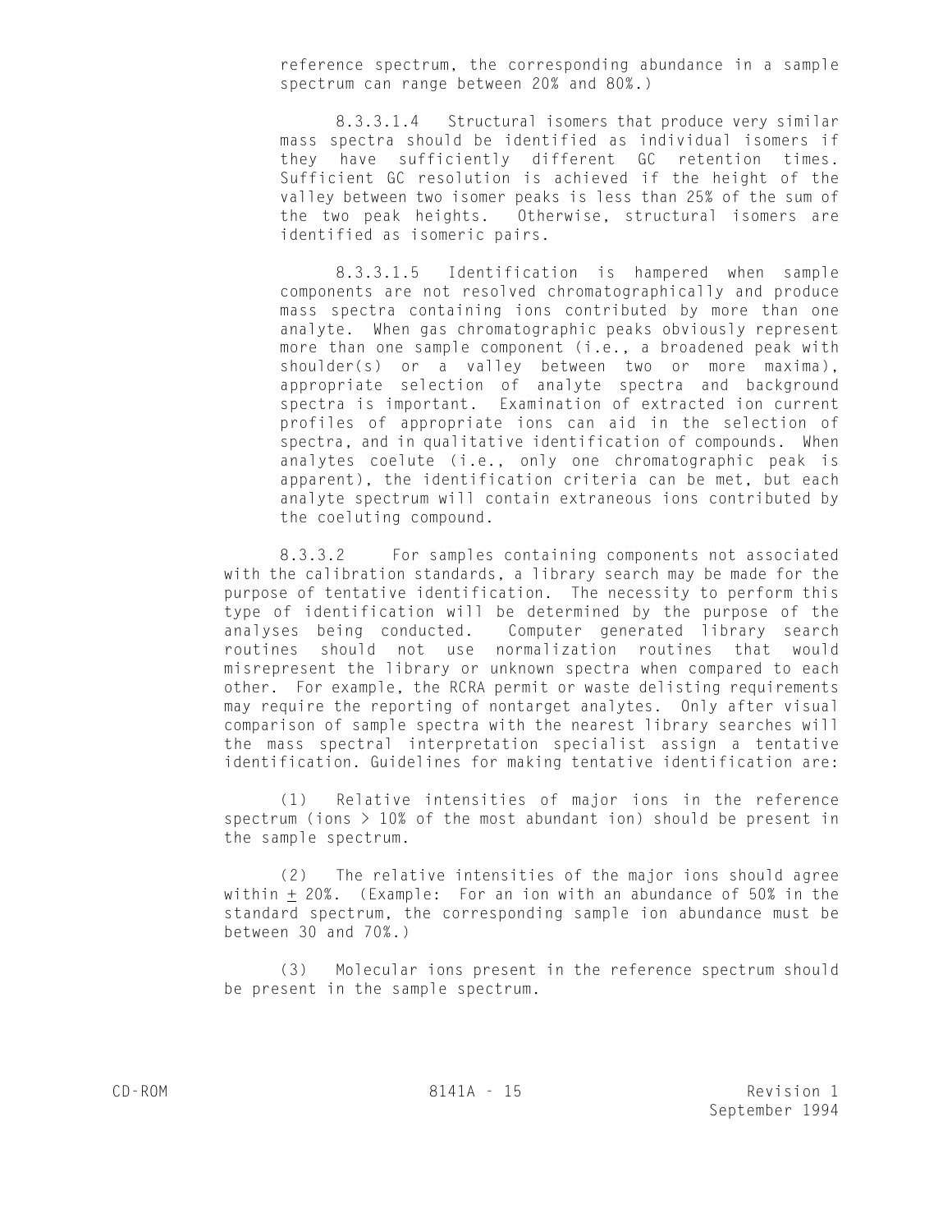reference spectrum, the corresponding abundance in a sample spectrum can range between 20% and 80%.)

8.3.3.1.4 Structural isomers that produce very similar mass spectra should be identified as individual isomers if they have sufficiently different GC retention times. Sufficient GC resolution is achieved if the height of the valley between two isomer peaks is less than 25% of the sum of the two peak heights. Otherwise, structural isomers are identified as isomeric pairs.

8.3.3.1.5 Identification is hampered when sample components are not resolved chromatographically and produce mass spectra containing ions contributed by more than one analyte. When gas chromatographic peaks obviously represent more than one sample component (i.e., a broadened peak with shoulder(s) or a valley between two or more maxima), appropriate selection of analyte spectra and background spectra is important. Examination of extracted ion current profiles of appropriate ions can aid in the selection of spectra, and in qualitative identification of compounds. When analytes coelute (i.e., only one chromatographic peak is apparent), the identification criteria can be met, but each analyte spectrum will contain extraneous ions contributed by the coeluting compound.

8.3.3.2 For samples containing components not associated with the calibration standards, a library search may be made for the purpose of tentative identification. The necessity to perform this type of identification will be determined by the purpose of the analyses being conducted. Computer generated library search routines should not use normalization routines that would misrepresent the library or unknown spectra when compared to each other. For example, the RCRA permit or waste delisting requirements may require the reporting of nontarget analytes. Only after visual comparison of sample spectra with the nearest library searches will the mass spectral interpretation specialist assign a tentative identification. Guidelines for making tentative identification are:

(1) Relative intensities of major ions in the reference spectrum (ions > 10% of the most abundant ion) should be present in the sample spectrum.

(2) The relative intensities of the major ions should agree within ± 20%. (Example: For an ion with an abundance of 50% in the standard spectrum, the corresponding sample ion abundance must be between 30 and 70%.)

(3) Molecular ions present in the reference spectrum should be present in the sample spectrum.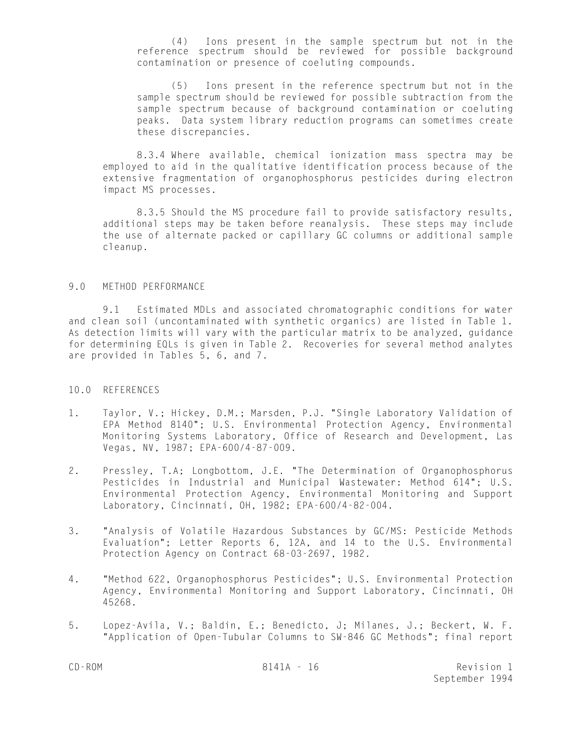(4) Ions present in the sample spectrum but not in the reference spectrum should be reviewed for possible background contamination or presence of coeluting compounds.

(5) Ions present in the reference spectrum but not in the sample spectrum should be reviewed for possible subtraction from the sample spectrum because of background contamination or coeluting peaks. Data system library reduction programs can sometimes create these discrepancies.

8.3.4 Where available, chemical ionization mass spectra may be employed to aid in the qualitative identification process because of the extensive fragmentation of organophosphorus pesticides during electron impact MS processes.

8.3.5 Should the MS procedure fail to provide satisfactory results, additional steps may be taken before reanalysis. These steps may include the use of alternate packed or capillary GC columns or additional sample cleanup.

## 9.0 METHOD PERFORMANCE

9.1 Estimated MDLs and associated chromatographic conditions for water and clean soil (uncontaminated with synthetic organics) are listed in Table 1. As detection limits will vary with the particular matrix to be analyzed, guidance for determining EQLs is given in Table 2. Recoveries for several method analytes are provided in Tables 5, 6, and 7.

## 10.0 REFERENCES

1. Taylor, V.; Hickey, D.M.; Marsden, P.J. "Single Laboratory Validation of EPA Method 8140"; U.S. Environmental Protection Agency, Environmental Monitoring Systems Laboratory, Office of Research and Development, Las Vegas, NV, 1987; EPA-600/4-87-009.

2. Pressley, T.A; Longbottom, J.E. "The Determination of Organophosphorus Pesticides in Industrial and Municipal Wastewater: Method 614"; U.S. Environmental Protection Agency, Environmental Monitoring and Support Laboratory, Cincinnati, OH, 1982; EPA-600/4-82-004.

3. "Analysis of Volatile Hazardous Substances by GC/MS: Pesticide Methods Evaluation"; Letter Reports 6, 12A, and 14 to the U.S. Environmental Protection Agency on Contract 68-03-2697, 1982.

4. "Method 622, Organophosphorus Pesticides"; U.S. Environmental Protection Agency, Environmental Monitoring and Support Laboratory, Cincinnati, OH 45268.

5. Lopez-Avila, V.; Baldin, E.; Benedicto, J; Milanes, J.; Beckert, W. F. "Application of Open-Tubular Columns to SW-846 GC Methods"; final report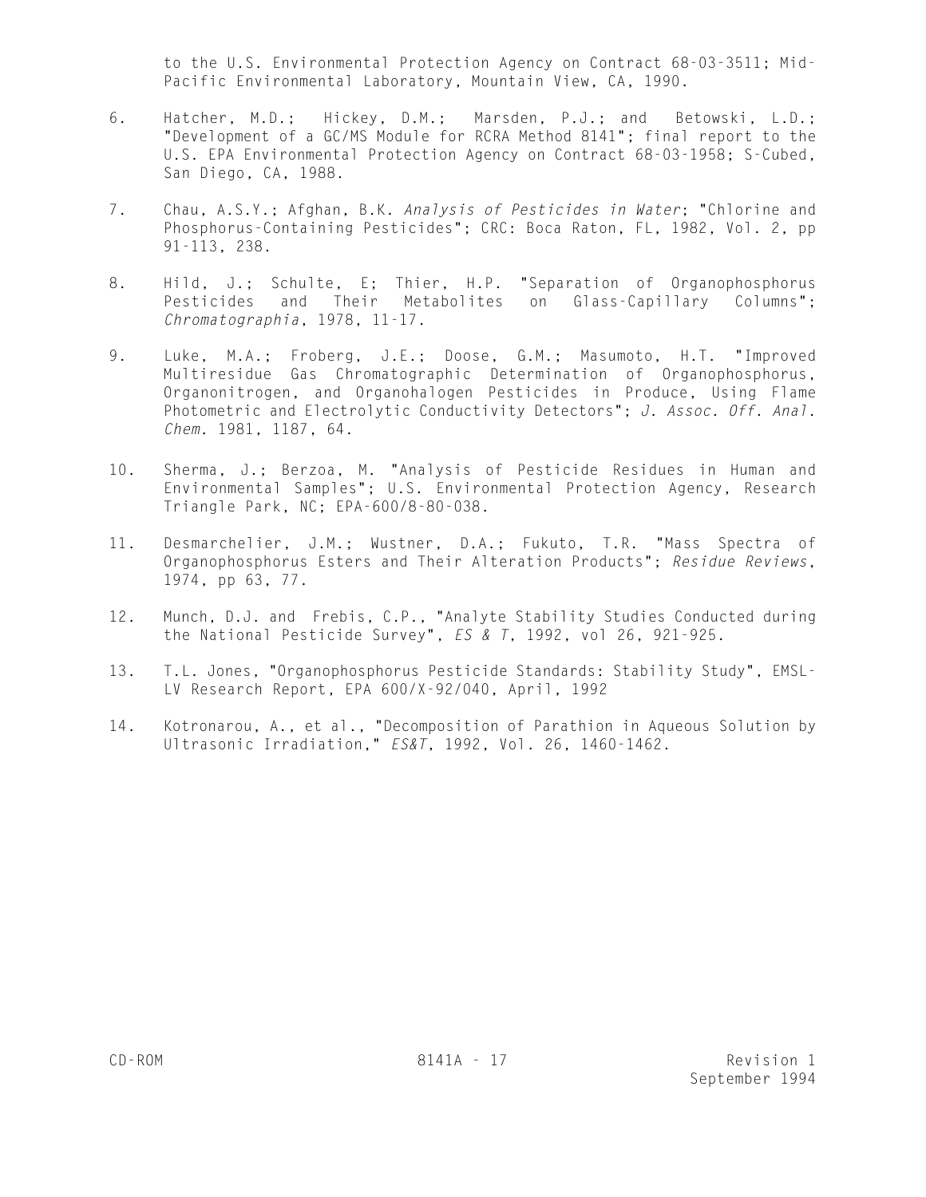to the U.S. Environmental Protection Agency on Contract 68-03-3511; Mid-Pacific Environmental Laboratory, Mountain View, CA, 1990.

6. Hatcher, M.D.; Hickey, D.M.; Marsden, P.J.; and Betowski, L.D.; "Development of a GC/MS Module for RCRA Method 8141"; final report to the U.S. EPA Environmental Protection Agency on Contract 68-03-1958; S-Cubed, San Diego, CA, 1988.

7. Chau, A.S.Y.; Afghan, B.K. *Analysis of Pesticides in Water*; "Chlorine and Phosphorus-Containing Pesticides"; CRC: Boca Raton, FL, 1982, Vol. 2, pp 91-113, 238.

8. Hild, J.; Schulte, E; Thier, H.P. "Separation of Organophosphorus Pesticides and Their Metabolites on Glass-Capillary Columns"; *Chromatographia*, 1978, 11-17.

9. Luke, M.A.; Froberg, J.E.; Doose, G.M.; Masumoto, H.T. "Improved Multiresidue Gas Chromatographic Determination of Organophosphorus, Organonitrogen, and Organohalogen Pesticides in Produce, Using Flame Photometric and Electrolytic Conductivity Detectors"; *J. Assoc. Off. Anal. Chem.* 1981, 1187, 64.

10. Sherma, J.; Berzoa, M. "Analysis of Pesticide Residues in Human and Environmental Samples"; U.S. Environmental Protection Agency, Research Triangle Park, NC; EPA-600/8-80-038.

11. Desmarchelier, J.M.; Wustner, D.A.; Fukuto, T.R. "Mass Spectra of Organophosphorus Esters and Their Alteration Products"; *Residue Reviews*, 1974, pp 63, 77.

12. Munch, D.J. and Frebis, C.P., "Analyte Stability Studies Conducted during the National Pesticide Survey", *ES & T*, 1992, vol 26, 921-925.

13. T.L. Jones, "Organophosphorus Pesticide Standards: Stability Study", EMSL-LV Research Report, EPA 600/X-92/040, April, 1992

14. Kotronarou, A., et al., "Decomposition of Parathion in Aqueous Solution by Ultrasonic Irradiation," *ES&T*, 1992, Vol. 26, 1460-1462.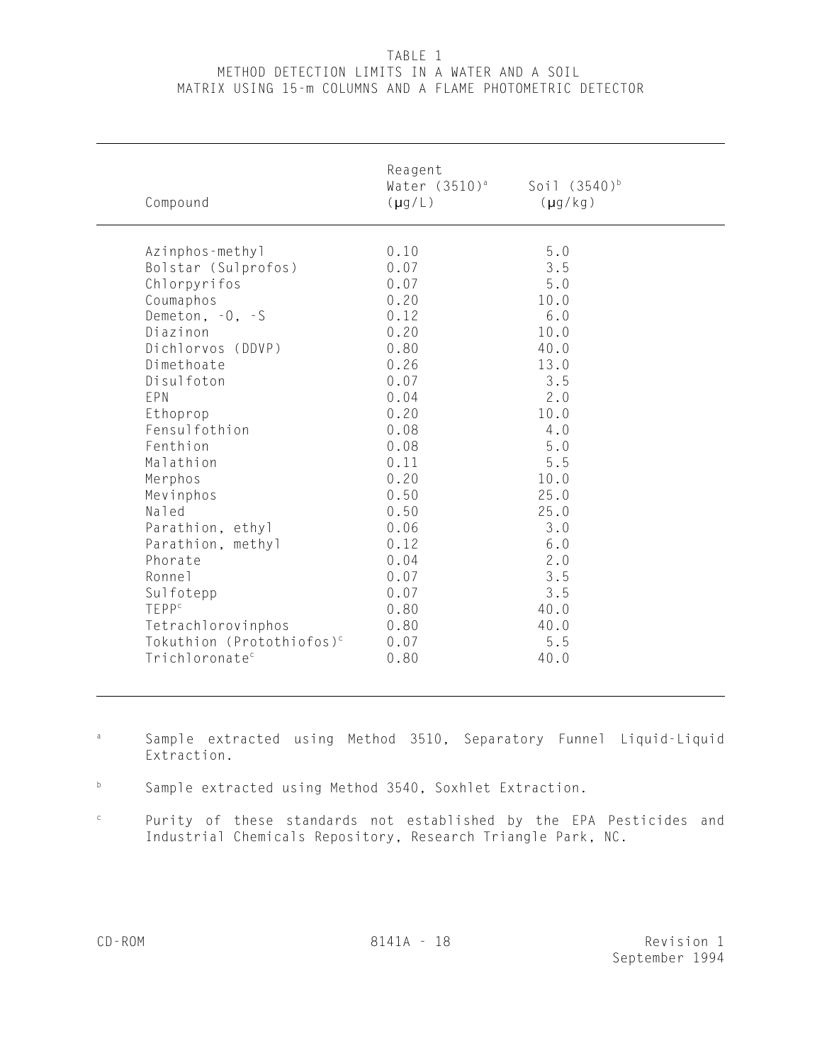# TABLE 1
## METHOD DETECTION LIMITS IN A WATER AND A SOIL MATRIX USING 15-m COLUMNS AND A FLAME PHOTOMETRIC DETECTOR

| Compound | Reagent Water (3510)[a] (µg/L) | Soil (3540)[b] (µg/kg) |
|---|---|---|
| Azinphos-methyl | 0.10 | 5.0 |
| Bolstar (Sulprofos) | 0.07 | 3.5 |
| Chlorpyrifos | 0.07 | 5.0 |
| Coumaphos | 0.20 | 10.0 |
| Demeton, -O, -S | 0.12 | 6.0 |
| Diazinon | 0.20 | 10.0 |
| Dichlorvos (DDVP) | 0.80 | 40.0 |
| Dimethoate | 0.26 | 13.0 |
| Disulfoton | 0.07 | 3.5 |
| EPN | 0.04 | 2.0 |
| Ethoprop | 0.20 | 10.0 |
| Fensulfothion | 0.08 | 4.0 |
| Fenthion | 0.08 | 5.0 |
| Malathion | 0.11 | 5.5 |
| Merphos | 0.20 | 10.0 |
| Mevinphos | 0.50 | 25.0 |
| Naled | 0.50 | 25.0 |
| Parathion, ethyl | 0.06 | 3.0 |
| Parathion, methyl | 0.12 | 6.0 |
| Phorate | 0.04 | 2.0 |
| Ronnel | 0.07 | 3.5 |
| Sulfotepp | 0.07 | 3.5 |
| TEPP[c] | 0.80 | 40.0 |
| Tetrachlorovinphos | 0.80 | 40.0 |
| Tokuthion (Protothiofos)[c] | 0.07 | 5.5 |
| Trichloronate[c] | 0.80 | 40.0 |

[a] Sample extracted using Method 3510, Separatory Funnel Liquid-Liquid Extraction.

[b] Sample extracted using Method 3540, Soxhlet Extraction.

[c] Purity of these standards not established by the EPA Pesticides and Industrial Chemicals Repository, Research Triangle Park, NC.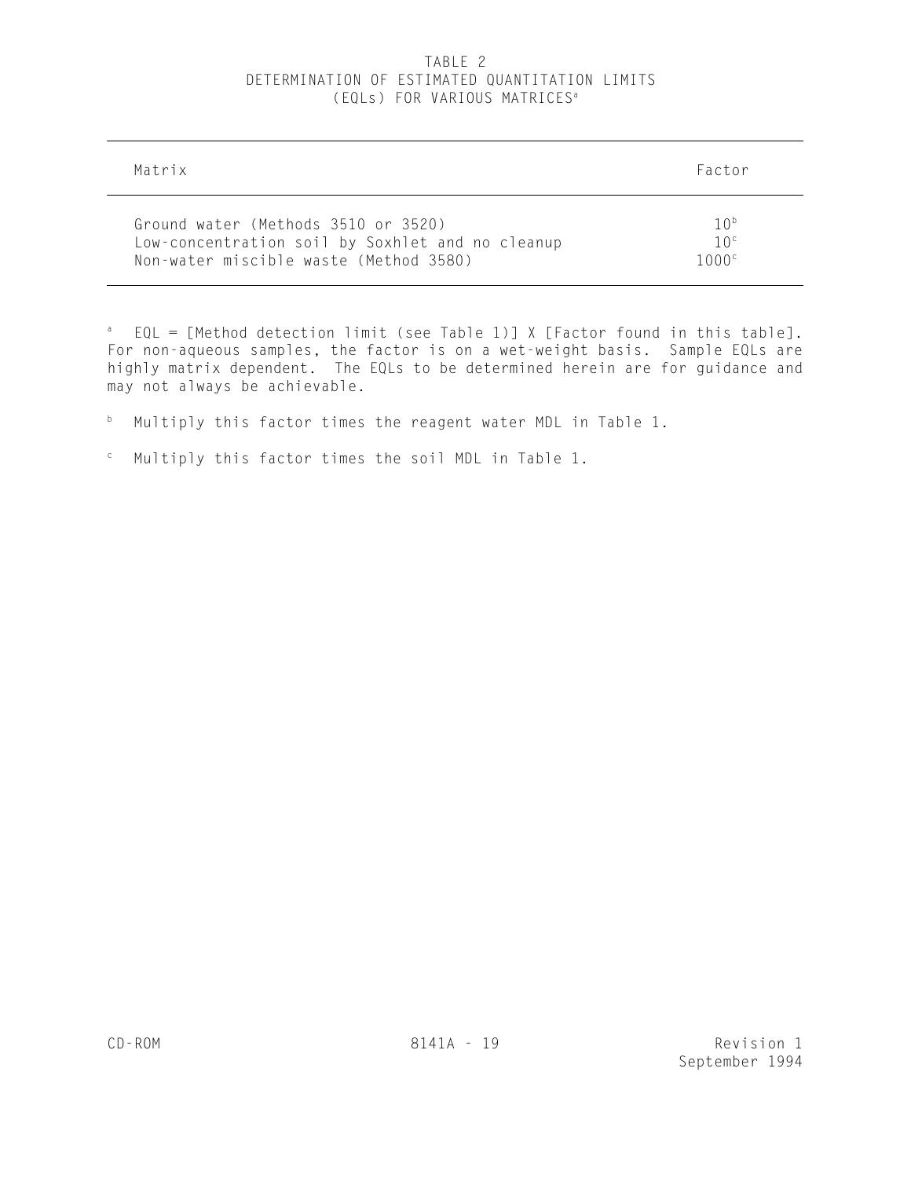# TABLE 2
## DETERMINATION OF ESTIMATED QUANTITATION LIMITS (EQLs) FOR VARIOUS MATRICES[a]

| Matrix | Factor |
|---|---|
| Ground water (Methods 3510 or 3520) | 10[b] |
| Low-concentration soil by Soxhlet and no cleanup | 10[c] |
| Non-water miscible waste (Method 3580) | 1000[c] |

[a] EQL = [Method detection limit (see Table 1)] X [Factor found in this table]. For non-aqueous samples, the factor is on a wet-weight basis. Sample EQLs are highly matrix dependent. The EQLs to be determined herein are for guidance and may not always be achievable.

[b] Multiply this factor times the reagent water MDL in Table 1.

[c] Multiply this factor times the soil MDL in Table 1.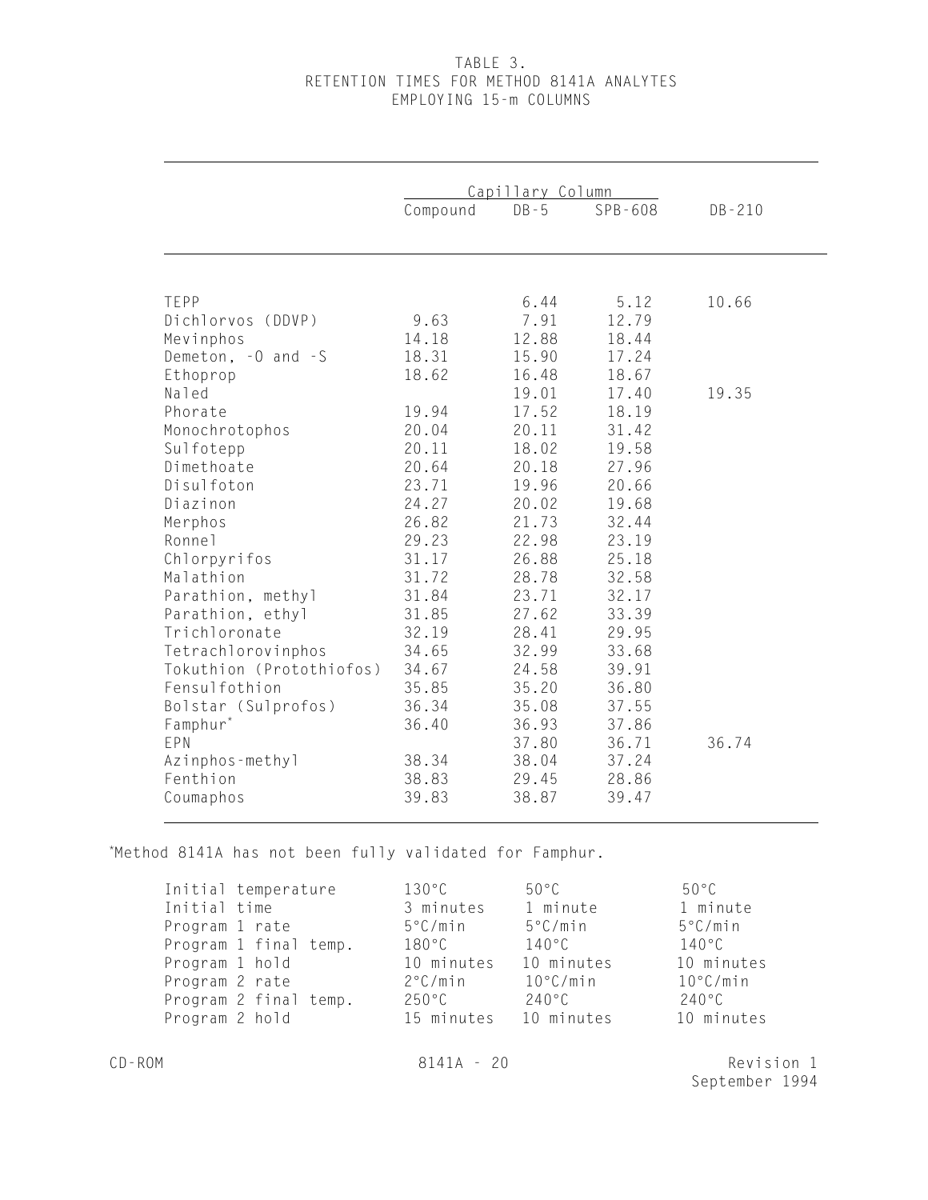# TABLE 3.
## RETENTION TIMES FOR METHOD 8141A ANALYTES EMPLOYING 15-m COLUMNS

| | Capillary Column | | | |
|---|---|---|---|---|
| | Compound | DB-5 | SPB-608 | DB-210 |
| TEPP | | 6.44 | 5.12 | 10.66 |
| Dichlorvos (DDVP) | 9.63 | 7.91 | 12.79 | |
| Mevinphos | 14.18 | 12.88 | 18.44 | |
| Demeton, -O and -S | 18.31 | 15.90 | 17.24 | |
| Ethoprop | 18.62 | 16.48 | 18.67 | |
| Naled | | 19.01 | 17.40 | 19.35 |
| Phorate | 19.94 | 17.52 | 18.19 | |
| Monochrotophos | 20.04 | 20.11 | 31.42 | |
| Sulfotepp | 20.11 | 18.02 | 19.58 | |
| Dimethoate | 20.64 | 20.18 | 27.96 | |
| Disulfoton | 23.71 | 19.96 | 20.66 | |
| Diazinon | 24.27 | 20.02 | 19.68 | |
| Merphos | 26.82 | 21.73 | 32.44 | |
| Ronnel | 29.23 | 22.98 | 23.19 | |
| Chlorpyrifos | 31.17 | 26.88 | 25.18 | |
| Malathion | 31.72 | 28.78 | 32.58 | |
| Parathion, methyl | 31.84 | 23.71 | 32.17 | |
| Parathion, ethyl | 31.85 | 27.62 | 33.39 | |
| Trichloronate | 32.19 | 28.41 | 29.95 | |
| Tetrachlorovinphos | 34.65 | 32.99 | 33.68 | |
| Tokuthion (Protothiofos) | 34.67 | 24.58 | 39.91 | |
| Fensulfothion | 35.85 | 35.20 | 36.80 | |
| Bolstar (Sulprofos) | 36.34 | 35.08 | 37.55 | |
| Famphur* | 36.40 | 36.93 | 37.86 | |
| EPN | | 37.80 | 36.71 | 36.74 |
| Azinphos-methyl | 38.34 | 38.04 | 37.24 | |
| Fenthion | 38.83 | 29.45 | 28.86 | |
| Coumaphos | 39.83 | 38.87 | 39.47 | |

*Method 8141A has not been fully validated for Famphur.

| | | | |
|---|---|---|---|
| Initial temperature | 130°C | 50°C | 50°C |
| Initial time | 3 minutes | 1 minute | 1 minute |
| Program 1 rate | 5°C/min | 5°C/min | 5°C/min |
| Program 1 final temp. | 180°C | 140°C | 140°C |
| Program 1 hold | 10 minutes | 10 minutes | 10 minutes |
| Program 2 rate | 2°C/min | 10°C/min | 10°C/min |
| Program 2 final temp. | 250°C | 240°C | 240°C |
| Program 2 hold | 15 minutes | 10 minutes | 10 minutes |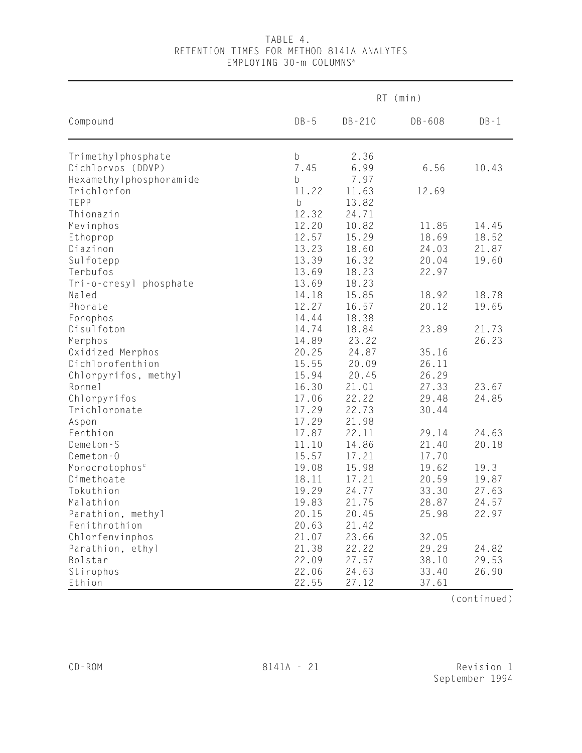TABLE 4.
RETENTION TIMES FOR METHOD 8141A ANALYTES
EMPLOYING 30-m COLUMNS[a]

| Compound | RT (min) | | | |
|---|---|---|---|---|
| | DB-5 | DB-210 | DB-608 | DB-1 |
| Trimethylphosphate | b | 2.36 | | |
| Dichlorvos (DDVP) | 7.45 | 6.99 | 6.56 | 10.43 |
| Hexamethylphosphoramide | b | 7.97 | | |
| Trichlorfon | 11.22 | 11.63 | 12.69 | |
| TEPP | b | 13.82 | | |
| Thionazin | 12.32 | 24.71 | | |
| Mevinphos | 12.20 | 10.82 | 11.85 | 14.45 |
| Ethoprop | 12.57 | 15.29 | 18.69 | 18.52 |
| Diazinon | 13.23 | 18.60 | 24.03 | 21.87 |
| Sulfotepp | 13.39 | 16.32 | 20.04 | 19.60 |
| Terbufos | 13.69 | 18.23 | 22.97 | |
| Tri-o-cresyl phosphate | 13.69 | 18.23 | | |
| Naled | 14.18 | 15.85 | 18.92 | 18.78 |
| Phorate | 12.27 | 16.57 | 20.12 | 19.65 |
| Fonophos | 14.44 | 18.38 | | |
| Disulfoton | 14.74 | 18.84 | 23.89 | 21.73 |
| Merphos | 14.89 | 23.22 | | 26.23 |
| Oxidized Merphos | 20.25 | 24.87 | 35.16 | |
| Dichlorofenthion | 15.55 | 20.09 | 26.11 | |
| Chlorpyrifos, methyl | 15.94 | 20.45 | 26.29 | |
| Ronnel | 16.30 | 21.01 | 27.33 | 23.67 |
| Chlorpyrifos | 17.06 | 22.22 | 29.48 | 24.85 |
| Trichloronate | 17.29 | 22.73 | 30.44 | |
| Aspon | 17.29 | 21.98 | | |
| Fenthion | 17.87 | 22.11 | 29.14 | 24.63 |
| Demeton-S | 11.10 | 14.86 | 21.40 | 20.18 |
| Demeton-O | 15.57 | 17.21 | 17.70 | |
| Monocrotophos[c] | 19.08 | 15.98 | 19.62 | 19.3 |
| Dimethoate | 18.11 | 17.21 | 20.59 | 19.87 |
| Tokuthion | 19.29 | 24.77 | 33.30 | 27.63 |
| Malathion | 19.83 | 21.75 | 28.87 | 24.57 |
| Parathion, methyl | 20.15 | 20.45 | 25.98 | 22.97 |
| Fenithrothion | 20.63 | 21.42 | | |
| Chlorfenvinphos | 21.07 | 23.66 | 32.05 | |
| Parathion, ethyl | 21.38 | 22.22 | 29.29 | 24.82 |
| Bolstar | 22.09 | 27.57 | 38.10 | 29.53 |
| Stirophos | 22.06 | 24.63 | 33.40 | 26.90 |
| Ethion | 22.55 | 27.12 | 37.61 | |

(continued)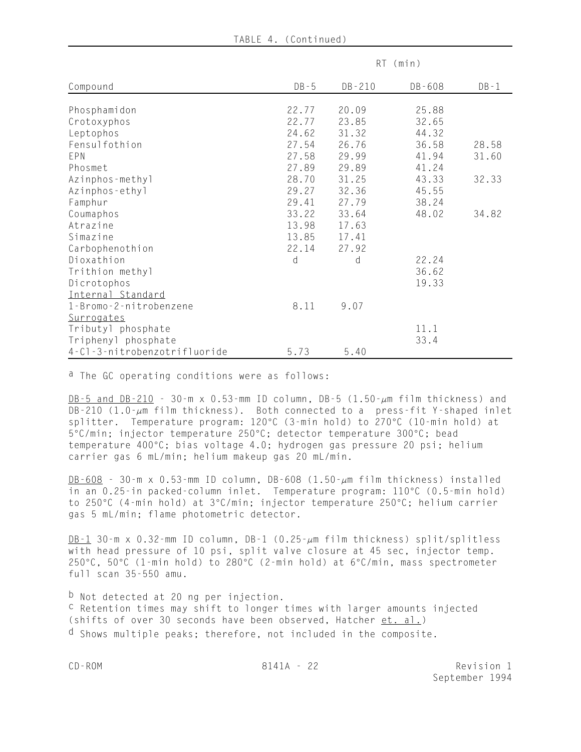TABLE 4. (Continued)

| Compound | RT (min) | | | |
|---|---|---|---|---|
| | DB-5 | DB-210 | DB-608 | DB-1 |
| Phosphamidon | 22.77 | 20.09 | 25.88 | |
| Crotoxyphos | 22.77 | 23.85 | 32.65 | |
| Leptophos | 24.62 | 31.32 | 44.32 | |
| Fensulfothion | 27.54 | 26.76 | 36.58 | 28.58 |
| EPN | 27.58 | 29.99 | 41.94 | 31.60 |
| Phosmet | 27.89 | 29.89 | 41.24 | |
| Azinphos-methyl | 28.70 | 31.25 | 43.33 | 32.33 |
| Azinphos-ethyl | 29.27 | 32.36 | 45.55 | |
| Famphur | 29.41 | 27.79 | 38.24 | |
| Coumaphos | 33.22 | 33.64 | 48.02 | 34.82 |
| Atrazine | 13.98 | 17.63 | | |
| Simazine | 13.85 | 17.41 | | |
| Carbophenothion | 22.14 | 27.92 | | |
| Dioxathion | d | d | 22.24 | |
| Trithion methyl | | | 36.62 | |
| Dicrotophos | | | 19.33 | |
| <u>Internal Standard</u> | | | | |
| 1-Bromo-2-nitrobenzene | 8.11 | 9.07 | | |
| <u>Surrogates</u> | | | | |
| Tributyl phosphate | | | 11.1 | |
| Triphenyl phosphate | | | 33.4 | |
| 4-Cl-3-nitrobenzotrifluoride | 5.73 | 5.40 | | |

[a] The GC operating conditions were as follows:

<u>DB-5 and DB-210</u> - 30-m x 0.53-mm ID column, DB-5 (1.50-μm film thickness) and DB-210 (1.0-μm film thickness). Both connected to a press-fit Y-shaped inlet splitter. Temperature program: 120°C (3-min hold) to 270°C (10-min hold) at 5°C/min; injector temperature 250°C; detector temperature 300°C; bead temperature 400°C; bias voltage 4.0; hydrogen gas pressure 20 psi; helium carrier gas 6 mL/min; helium makeup gas 20 mL/min.

<u>DB-608</u> - 30-m x 0.53-mm ID column, DB-608 (1.50-μm film thickness) installed in an 0.25-in packed-column inlet. Temperature program: 110°C (0.5-min hold) to 250°C (4-min hold) at 3°C/min; injector temperature 250°C; helium carrier gas 5 mL/min; flame photometric detector.

<u>DB-1</u> 30-m x 0.32-mm ID column, DB-1 (0.25-μm film thickness) split/splitless with head pressure of 10 psi, split valve closure at 45 sec, injector temp. 250°C, 50°C (1-min hold) to 280°C (2-min hold) at 6°C/min, mass spectrometer full scan 35-550 amu.

[b] Not detected at 20 ng per injection.

[c] Retention times may shift to longer times with larger amounts injected (shifts of over 30 seconds have been observed, Hatcher <u>et. al.</u>)

[d] Shows multiple peaks; therefore, not included in the composite.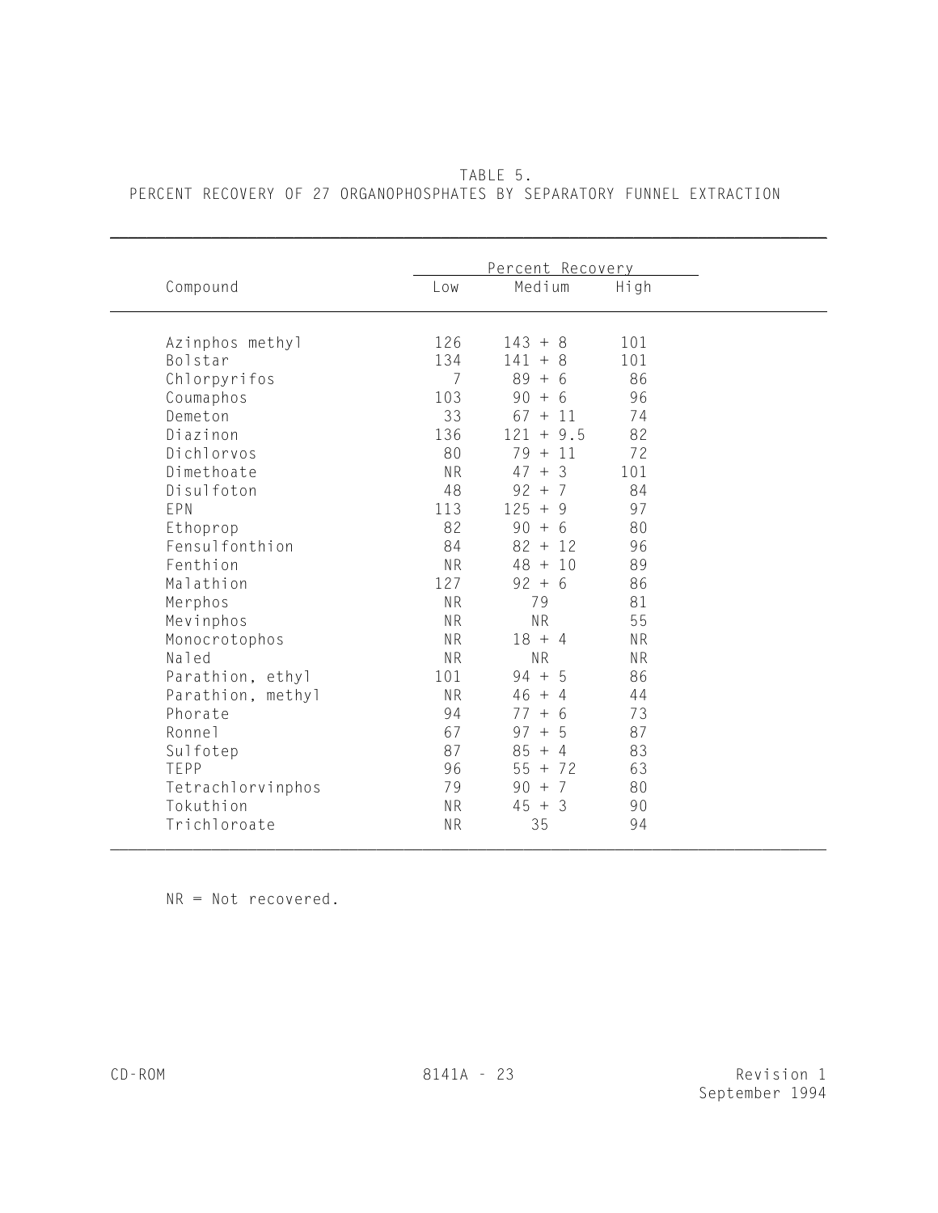TABLE 5.
PERCENT RECOVERY OF 27 ORGANOPHOSPHATES BY SEPARATORY FUNNEL EXTRACTION

| Compound | Percent Recovery | | |
|---|---|---|---|
| | Low | Medium | High |
| Azinphos methyl | 126 | 143 + 8 | 101 |
| Bolstar | 134 | 141 + 8 | 101 |
| Chlorpyrifos | 7 | 89 + 6 | 86 |
| Coumaphos | 103 | 90 + 6 | 96 |
| Demeton | 33 | 67 + 11 | 74 |
| Diazinon | 136 | 121 + 9.5 | 82 |
| Dichlorvos | 80 | 79 + 11 | 72 |
| Dimethoate | NR | 47 + 3 | 101 |
| Disulfoton | 48 | 92 + 7 | 84 |
| EPN | 113 | 125 + 9 | 97 |
| Ethoprop | 82 | 90 + 6 | 80 |
| Fensulfonthion | 84 | 82 + 12 | 96 |
| Fenthion | NR | 48 + 10 | 89 |
| Malathion | 127 | 92 + 6 | 86 |
| Merphos | NR | 79 | 81 |
| Mevinphos | NR | NR | 55 |
| Monocrotophos | NR | 18 + 4 | NR |
| Naled | NR | NR | NR |
| Parathion, ethyl | 101 | 94 + 5 | 86 |
| Parathion, methyl | NR | 46 + 4 | 44 |
| Phorate | 94 | 77 + 6 | 73 |
| Ronnel | 67 | 97 + 5 | 87 |
| Sulfotep | 87 | 85 + 4 | 83 |
| TEPP | 96 | 55 + 72 | 63 |
| Tetrachlorvinphos | 79 | 90 + 7 | 80 |
| Tokuthion | NR | 45 + 3 | 90 |
| Trichloroate | NR | 35 | 94 |

NR = Not recovered.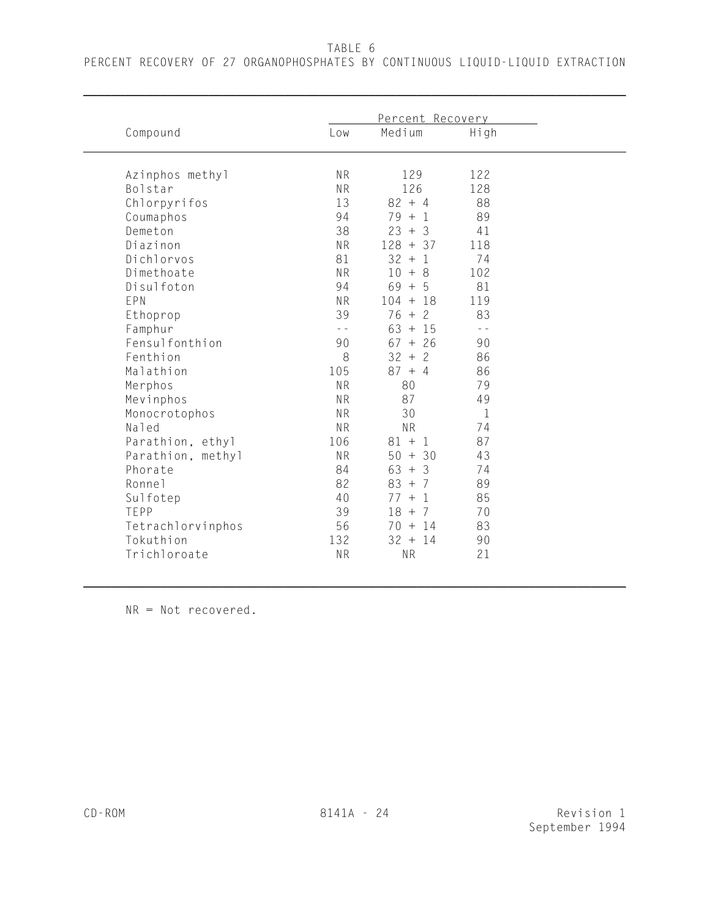TABLE 6

PERCENT RECOVERY OF 27 ORGANOPHOSPHATES BY CONTINUOUS LIQUID-LIQUID EXTRACTION

| Compound | Percent Recovery | | |
|---|---|---|---|
| | Low | Medium | High |
| Azinphos methyl | NR | 129 | 122 |
| Bolstar | NR | 126 | 128 |
| Chlorpyrifos | 13 | 82 + 4 | 88 |
| Coumaphos | 94 | 79 + 1 | 89 |
| Demeton | 38 | 23 + 3 | 41 |
| Diazinon | NR | 128 + 37 | 118 |
| Dichlorvos | 81 | 32 + 1 | 74 |
| Dimethoate | NR | 10 + 8 | 102 |
| Disulfoton | 94 | 69 + 5 | 81 |
| EPN | NR | 104 + 18 | 119 |
| Ethoprop | 39 | 76 + 2 | 83 |
| Famphur | -- | 63 + 15 | -- |
| Fensulfonthion | 90 | 67 + 26 | 90 |
| Fenthion | 8 | 32 + 2 | 86 |
| Malathion | 105 | 87 + 4 | 86 |
| Merphos | NR | 80 | 79 |
| Mevinphos | NR | 87 | 49 |
| Monocrotophos | NR | 30 | 1 |
| Naled | NR | NR | 74 |
| Parathion, ethyl | 106 | 81 + 1 | 87 |
| Parathion, methyl | NR | 50 + 30 | 43 |
| Phorate | 84 | 63 + 3 | 74 |
| Ronnel | 82 | 83 + 7 | 89 |
| Sulfotep | 40 | 77 + 1 | 85 |
| TEPP | 39 | 18 + 7 | 70 |
| Tetrachlorvinphos | 56 | 70 + 14 | 83 |
| Tokuthion | 132 | 32 + 14 | 90 |
| Trichloroate | NR | NR | 21 |

NR = Not recovered.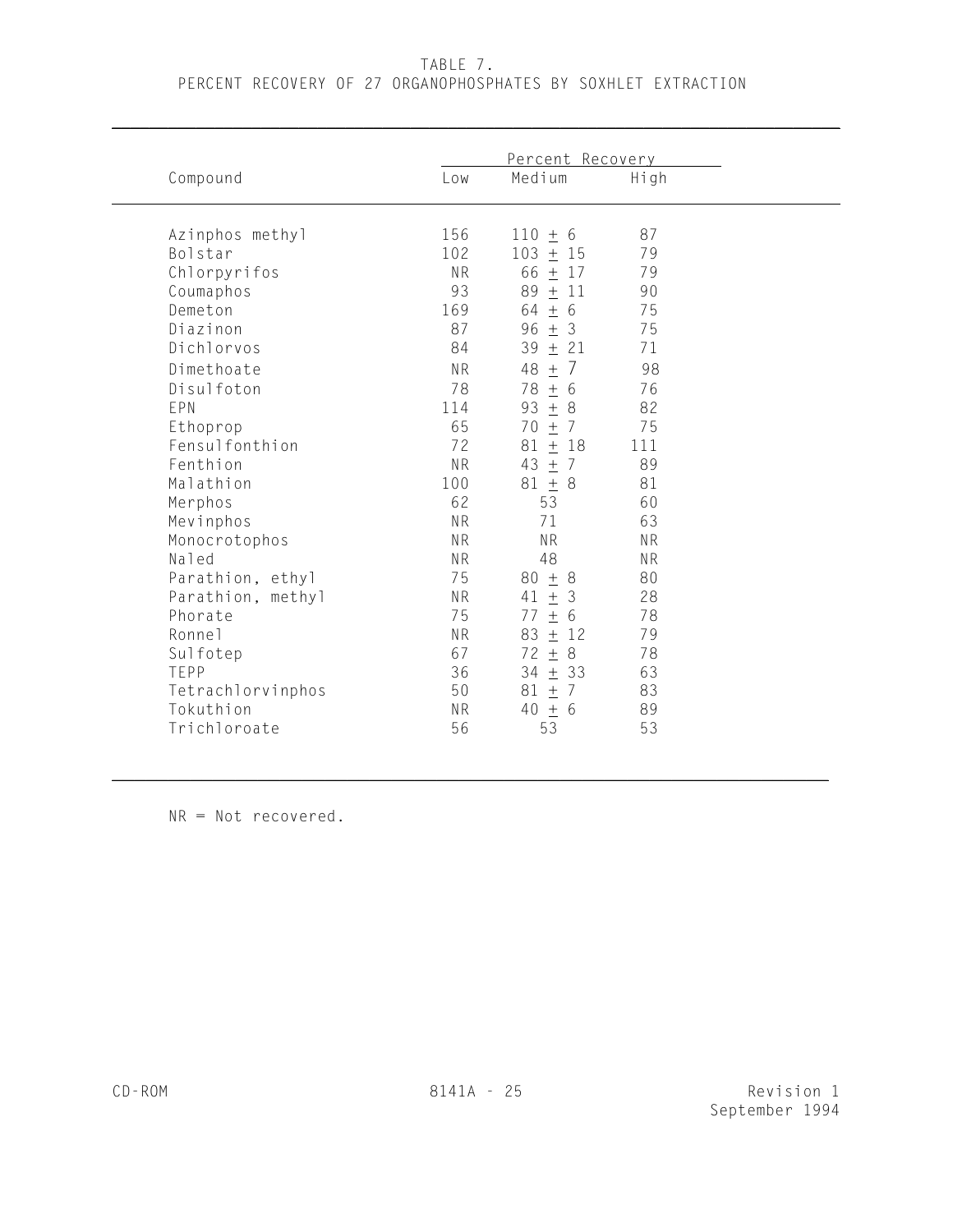TABLE 7.
PERCENT RECOVERY OF 27 ORGANOPHOSPHATES BY SOXHLET EXTRACTION

| Compound | Percent Recovery | | |
|---|---|---|---|
| | Low | Medium | High |
| Azinphos methyl | 156 | 110 ± 6 | 87 |
| Bolstar | 102 | 103 ± 15 | 79 |
| Chlorpyrifos | NR | 66 ± 17 | 79 |
| Coumaphos | 93 | 89 ± 11 | 90 |
| Demeton | 169 | 64 ± 6 | 75 |
| Diazinon | 87 | 96 ± 3 | 75 |
| Dichlorvos | 84 | 39 ± 21 | 71 |
| Dimethoate | NR | 48 ± 7 | 98 |
| Disulfoton | 78 | 78 ± 6 | 76 |
| EPN | 114 | 93 ± 8 | 82 |
| Ethoprop | 65 | 70 ± 7 | 75 |
| Fensulfonthion | 72 | 81 ± 18 | 111 |
| Fenthion | NR | 43 ± 7 | 89 |
| Malathion | 100 | 81 ± 8 | 81 |
| Merphos | 62 | 53 | 60 |
| Mevinphos | NR | 71 | 63 |
| Monocrotophos | NR | NR | NR |
| Naled | NR | 48 | NR |
| Parathion, ethyl | 75 | 80 ± 8 | 80 |
| Parathion, methyl | NR | 41 ± 3 | 28 |
| Phorate | 75 | 77 ± 6 | 78 |
| Ronnel | NR | 83 ± 12 | 79 |
| Sulfotep | 67 | 72 ± 8 | 78 |
| TEPP | 36 | 34 ± 33 | 63 |
| Tetrachlorvinphos | 50 | 81 ± 7 | 83 |
| Tokuthion | NR | 40 ± 6 | 89 |
| Trichloroate | 56 | 53 | 53 |

NR = Not recovered.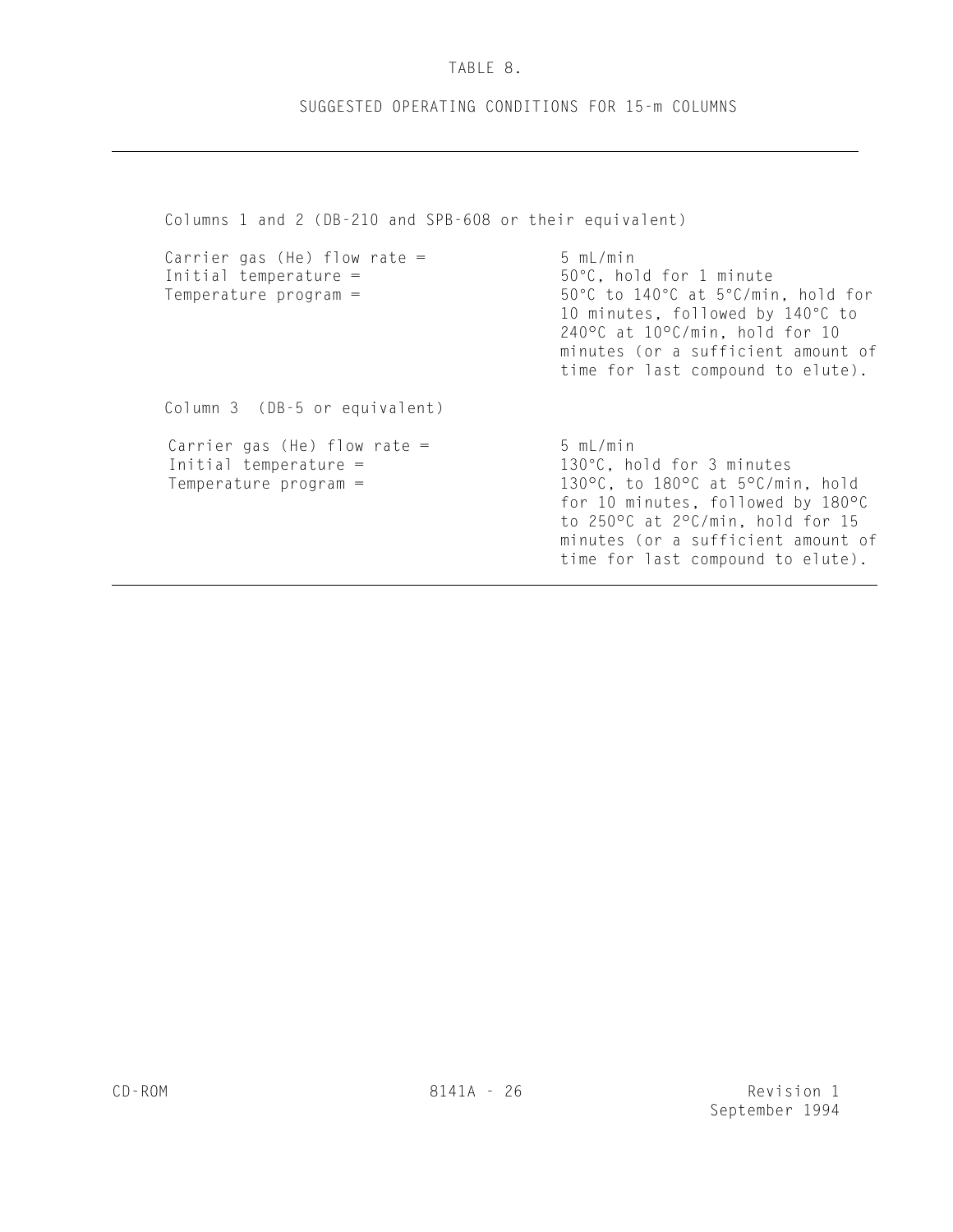# TABLE 8.

## SUGGESTED OPERATING CONDITIONS FOR 15-m COLUMNS

Columns 1 and 2 (DB-210 and SPB-608 or their equivalent)

| | |
|---|---|
| Carrier gas (He) flow rate = | 5 mL/min |
| Initial temperature = | 50°C, hold for 1 minute |
| Temperature program = | 50°C to 140°C at 5°C/min, hold for 10 minutes, followed by 140°C to 240°C at 10°C/min, hold for 10 minutes (or a sufficient amount of time for last compound to elute). |

Column 3 (DB-5 or equivalent)

| | |
|---|---|
| Carrier gas (He) flow rate = | 5 mL/min |
| Initial temperature = | 130°C, hold for 3 minutes |
| Temperature program = | 130°C, to 180°C at 5°C/min, hold for 10 minutes, followed by 180°C to 250°C at 2°C/min, hold for 15 minutes (or a sufficient amount of time for last compound to elute). |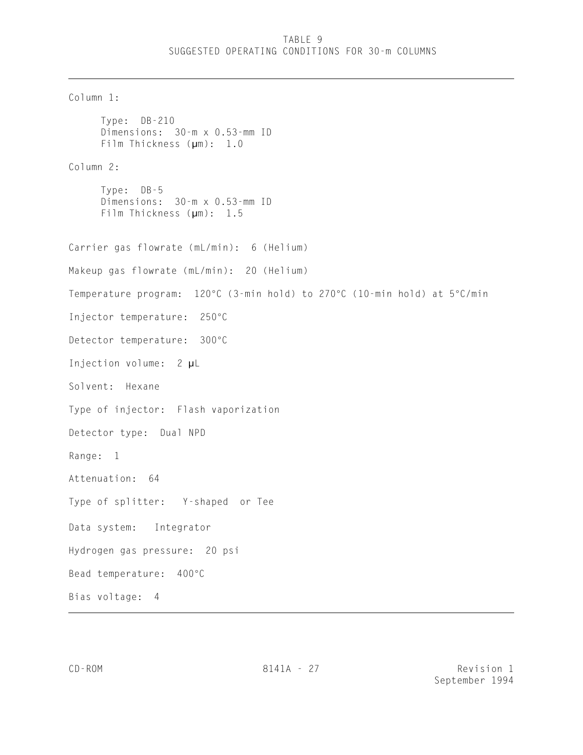# TABLE 9
## SUGGESTED OPERATING CONDITIONS FOR 30-m COLUMNS

---

Column 1:

Type: DB-210
Dimensions: 30-m x 0.53-mm ID
Film Thickness (µm): 1.0

Column 2:

Type: DB-5
Dimensions: 30-m x 0.53-mm ID
Film Thickness (µm): 1.5

Carrier gas flowrate (mL/min): 6 (Helium)

Makeup gas flowrate (mL/min): 20 (Helium)

Temperature program: 120°C (3-min hold) to 270°C (10-min hold) at 5°C/min

Injector temperature: 250°C

Detector temperature: 300°C

Injection volume: 2 µL

Solvent: Hexane

Type of injector: Flash vaporization

Detector type: Dual NPD

Range: 1

Attenuation: 64

Type of splitter: Y-shaped or Tee

Data system: Integrator

Hydrogen gas pressure: 20 psi

Bead temperature: 400°C

Bias voltage: 4

---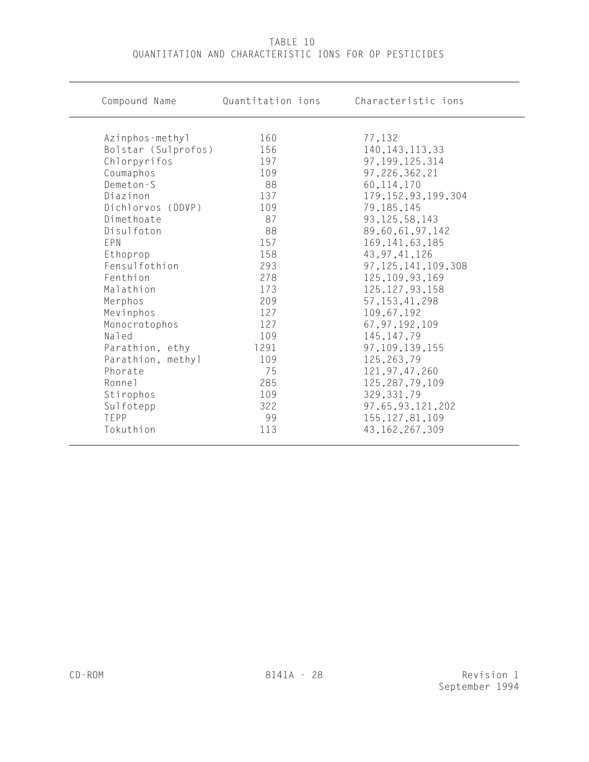# TABLE 10
## QUANTITATION AND CHARACTERISTIC IONS FOR OP PESTICIDES

| Compound Name | Quantitation ions | Characteristic ions |
|---|---|---|
| Azinphos-methyl | 160 | 77,132 |
| Bolstar (Sulprofos) | 156 | 140,143,113,33 |
| Chlorpyrifos | 197 | 97,199,125.314 |
| Coumaphos | 109 | 97,226,362,21 |
| Demeton-S | 88 | 60,114,170 |
| Diazinon | 137 | 179,152,93,199,304 |
| Dichlorvos (DDVP) | 109 | 79,185,145 |
| Dimethoate | 87 | 93,125,58,143 |
| Disulfoton | 88 | 89,60,61,97,142 |
| EPN | 157 | 169,141,63,185 |
| Ethoprop | 158 | 43,97,41,126 |
| Fensulfothion | 293 | 97,125,141,109,308 |
| Fenthion | 278 | 125,109,93,169 |
| Malathion | 173 | 125,127,93,158 |
| Merphos | 209 | 57,153,41,298 |
| Mevinphos | 127 | 109,67,192 |
| Monocrotophos | 127 | 67,97,192,109 |
| Naled | 109 | 145,147,79 |
| Parathion, ethy | 1291 | 97,109,139,155 |
| Parathion, methyl | 109 | 125,263,79 |
| Phorate | 75 | 121,97,47,260 |
| Ronnel | 285 | 125,287,79,109 |
| Stirophos | 109 | 329,331,79 |
| Sulfotepp | 322 | 97,65,93,121,202 |
| TEPP | 99 | 155,127,81,109 |
| Tokuthion | 113 | 43,162,267,309 |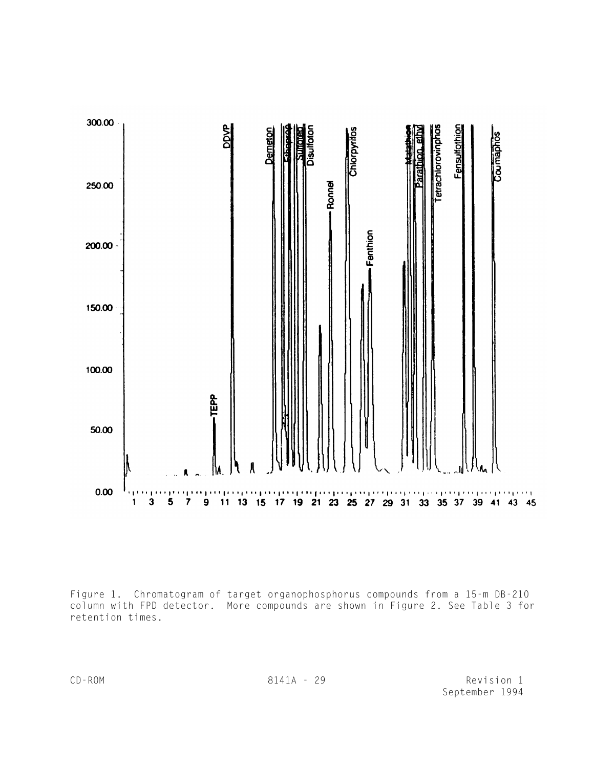Figure 1. Chromatogram of target organophosphorus compounds from a 15-m DB-210 column with FPD detector. More compounds are shown in Figure 2. See Table 3 for retention times.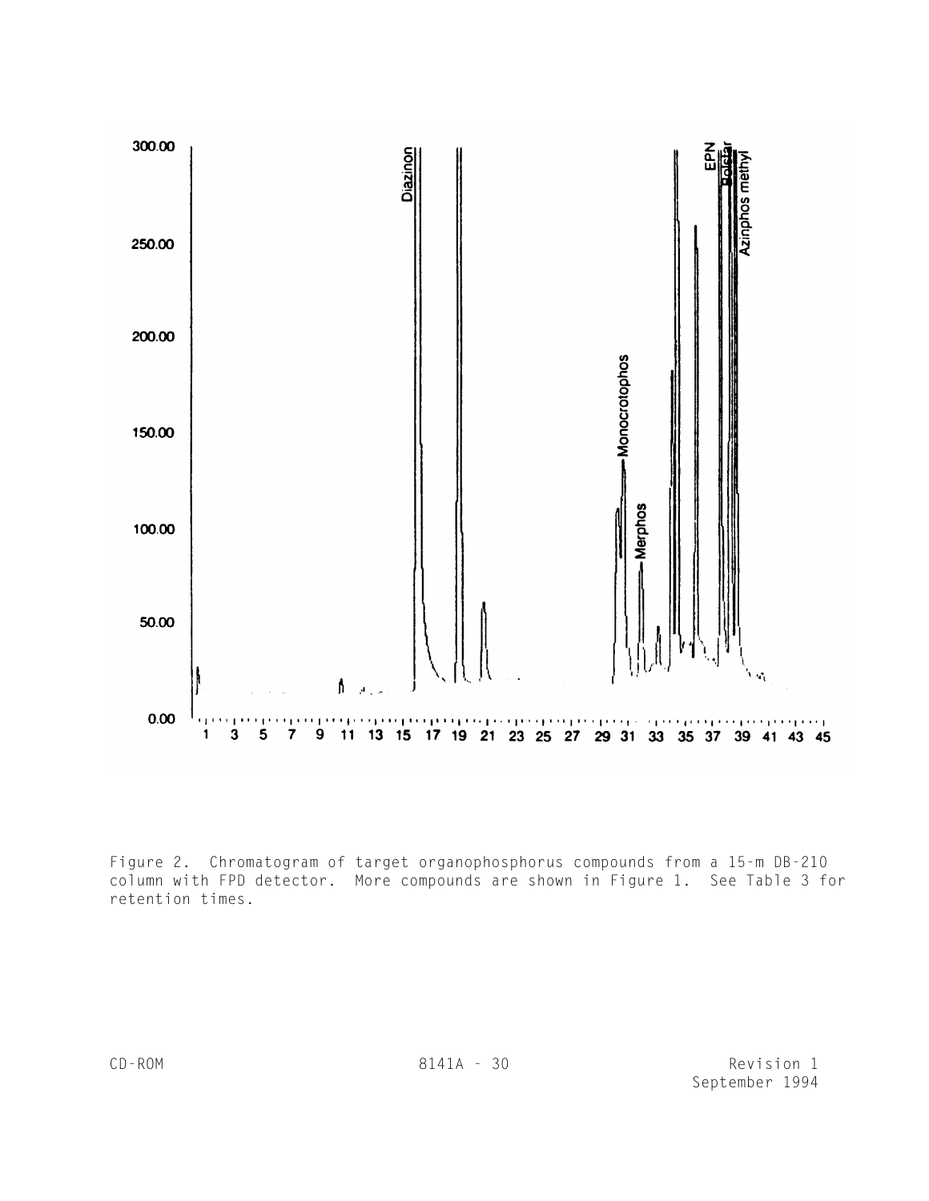Figure 2. Chromatogram of target organophosphorus compounds from a 15-m DB-210 column with FPD detector. More compounds are shown in Figure 1. See Table 3 for retention times.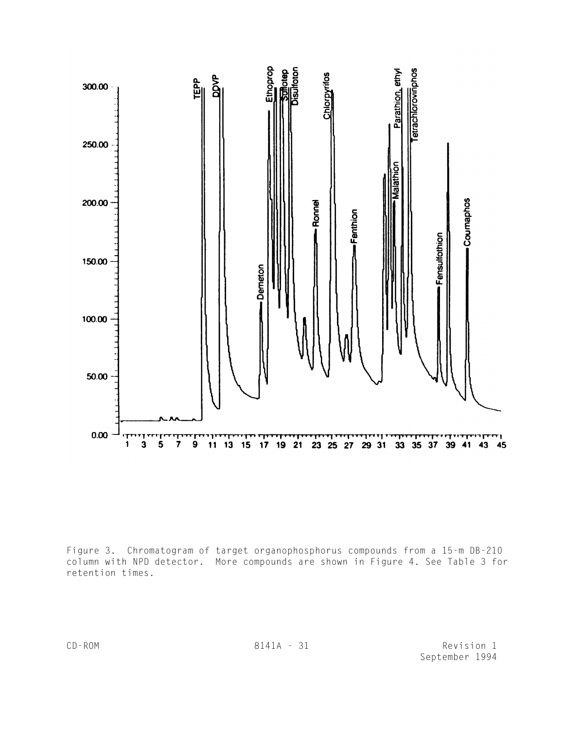Figure 3. Chromatogram of target organophosphorus compounds from a 15-m DB-210 column with NPD detector. More compounds are shown in Figure 4. See Table 3 for retention times.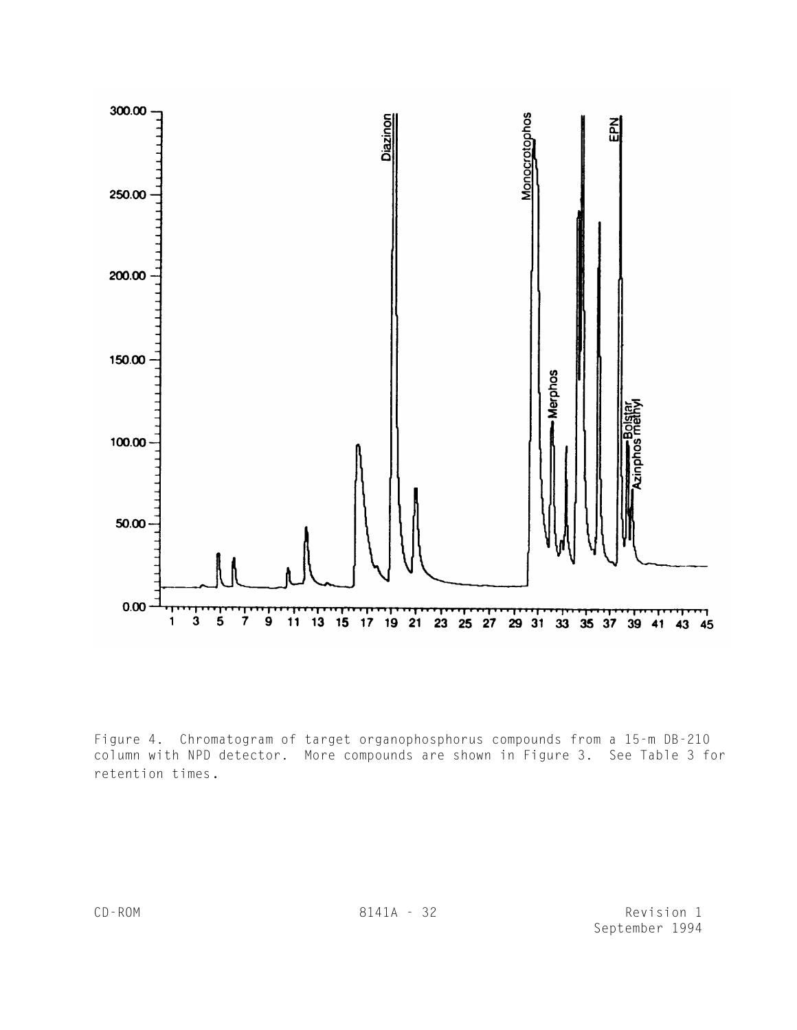Figure 4. Chromatogram of target organophosphorus compounds from a 15-m DB-210 column with NPD detector. More compounds are shown in Figure 3. See Table 3 for retention times.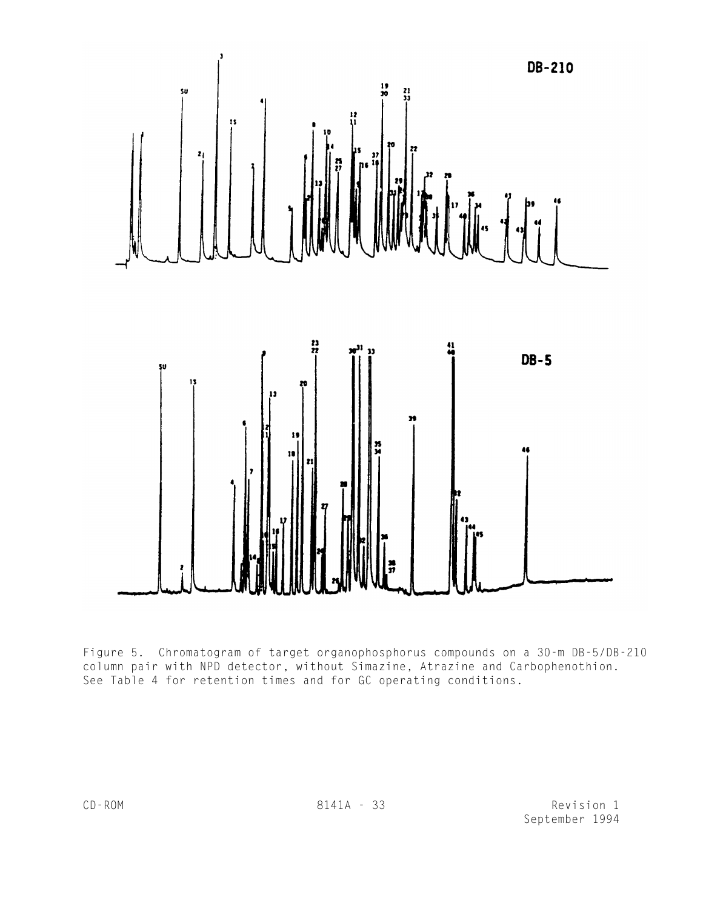Figure 5. Chromatogram of target organophosphorus compounds on a 30-m DB-5/DB-210 column pair with NPD detector, without Simazine, Atrazine and Carbophenothion. See Table 4 for retention times and for GC operating conditions.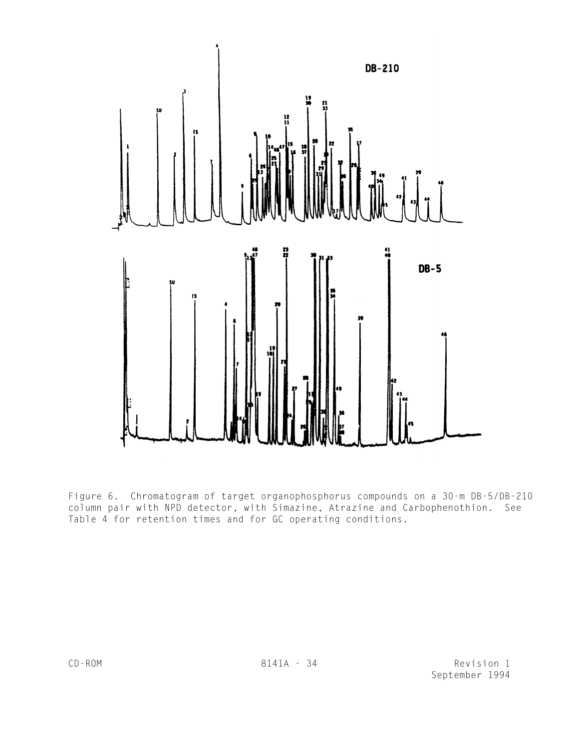Figure 6. Chromatogram of target organophosphorus compounds on a 30-m DB-5/DB-210 column pair with NPD detector, with Simazine, Atrazine and Carbophenothion. See Table 4 for retention times and for GC operating conditions.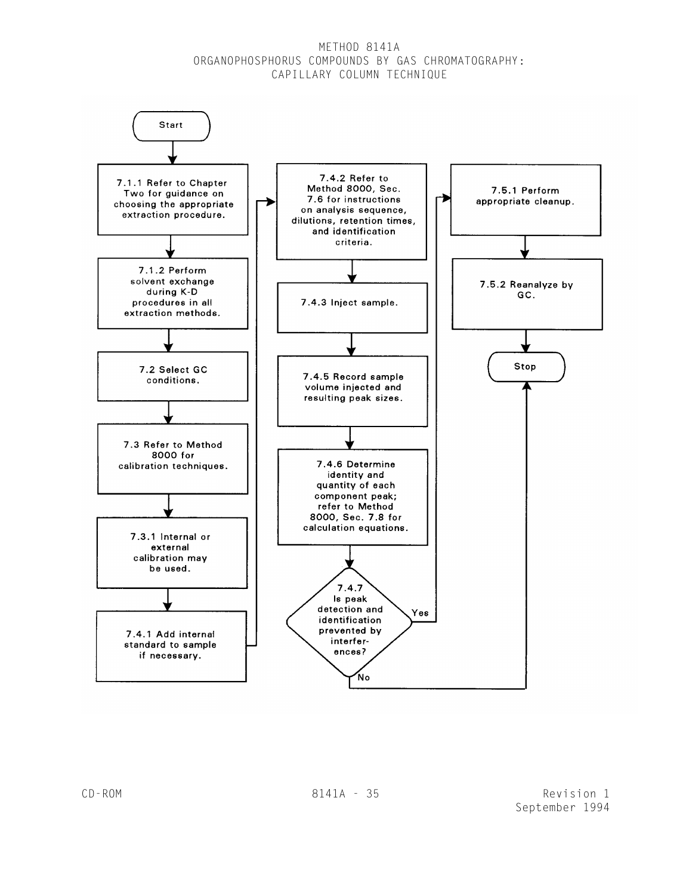# METHOD 8141A
# ORGANOPHOSPHORUS COMPOUNDS BY GAS CHROMATOGRAPHY: CAPILLARY COLUMN TECHNIQUE

Start

7.1.1 Refer to Chapter Two for guidance on choosing the appropriate extraction procedure.

7.1.2 Perform solvent exchange during K-D procedures in all extraction methods.

7.2 Select GC conditions.

7.3 Refer to Method 8000 for calibration techniques.

7.3.1 Internal or external calibration may be used.

7.4.1 Add internal standard to sample if necessary.

7.4.2 Refer to Method 8000, Sec. 7.6 for instructions on analysis sequence, dilutions, retention times, and identification criteria.

7.4.3 Inject sample.

7.4.5 Record sample volume injected and resulting peak sizes.

7.4.6 Determine identity and quantity of each component peak; refer to Method 8000, Sec. 7.8 for calculation equations.

7.4.7 Is peak detection and identification prevented by interferences?

Yes

No

7.5.1 Perform appropriate cleanup.

7.5.2 Reanalyze by GC.

Stop